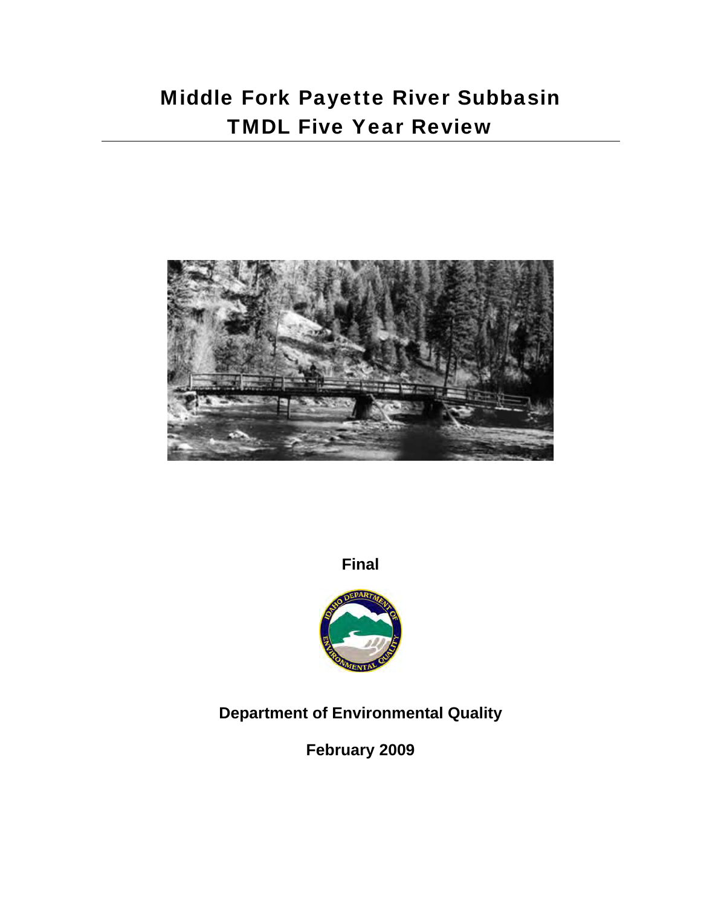# Middle Fork Payette River Subbasin TMDL Five Year Review

**Final**

**Department of Environmental Quality**

**February 2009**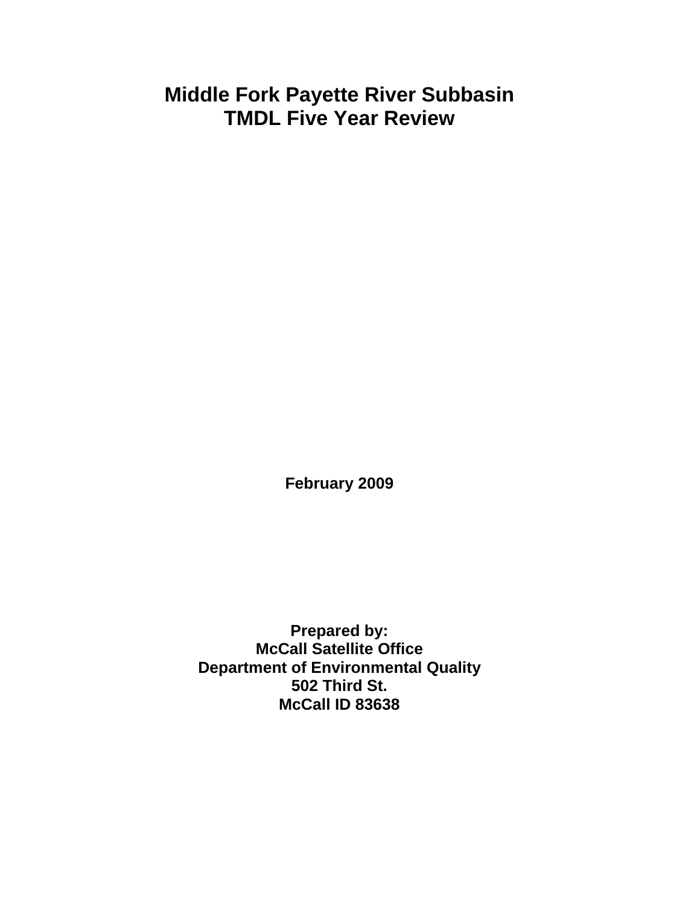# Middle Fork Payette River Subbasin
# TMDL Five Year Review

**February 2009**

**Prepared by:**
**McCall Satellite Office**
**Department of Environmental Quality**
**502 Third St.**
**McCall ID 83638**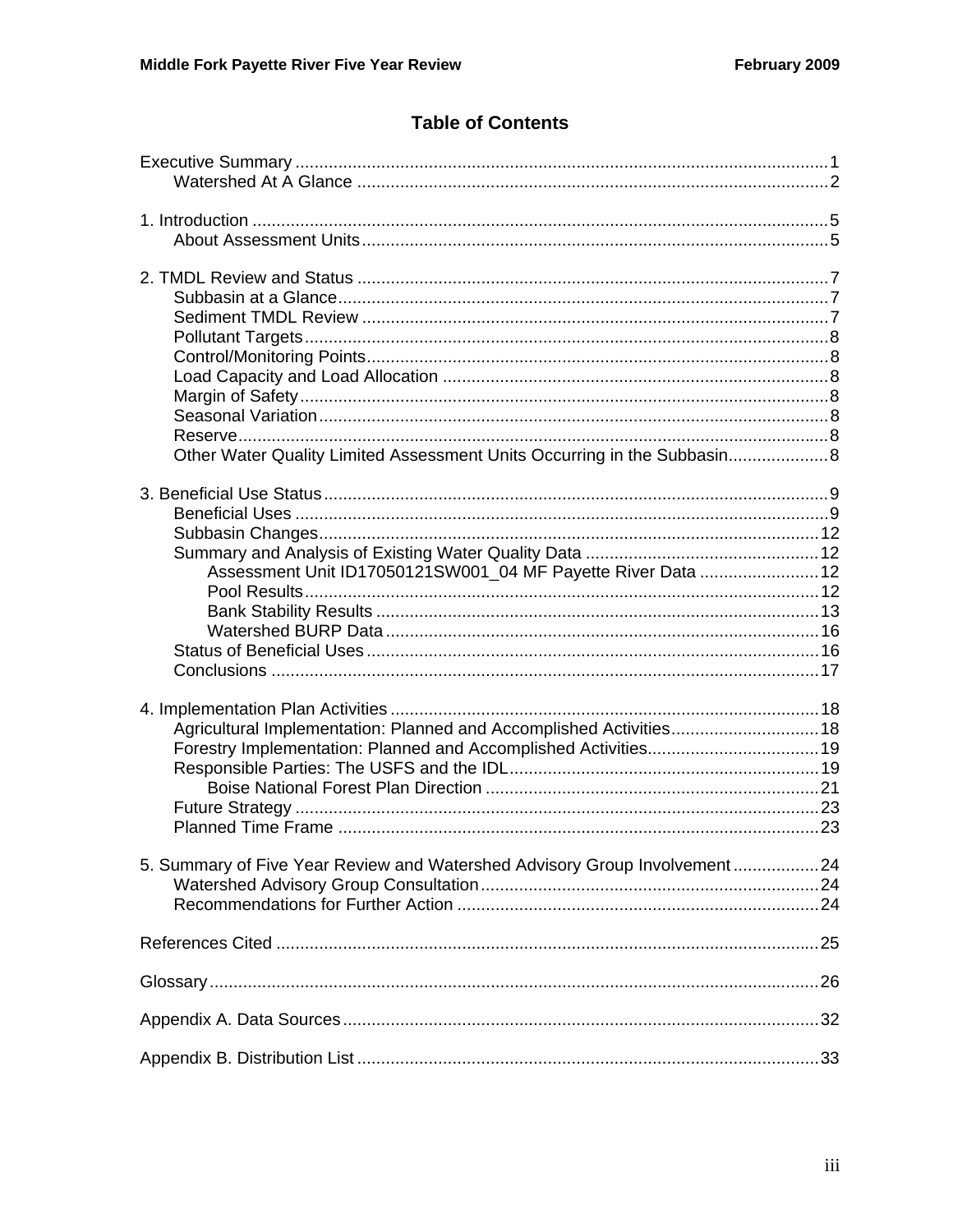# Table of Contents

Executive Summary ..... 1
- Watershed At A Glance ..... 2

1. Introduction ..... 5
- About Assessment Units ..... 5

2. TMDL Review and Status ..... 7
- Subbasin at a Glance ..... 7
- Sediment TMDL Review ..... 7
- Pollutant Targets ..... 8
- Control/Monitoring Points ..... 8
- Load Capacity and Load Allocation ..... 8
- Margin of Safety ..... 8
- Seasonal Variation ..... 8
- Reserve ..... 8
- Other Water Quality Limited Assessment Units Occurring in the Subbasin ..... 8

3. Beneficial Use Status ..... 9
- Beneficial Uses ..... 9
- Subbasin Changes ..... 12
- Summary and Analysis of Existing Water Quality Data ..... 12
  - Assessment Unit ID17050121SW001_04 MF Payette River Data ..... 12
  - Pool Results ..... 12
  - Bank Stability Results ..... 13
  - Watershed BURP Data ..... 16
- Status of Beneficial Uses ..... 16
- Conclusions ..... 17

4. Implementation Plan Activities ..... 18
- Agricultural Implementation: Planned and Accomplished Activities ..... 18
- Forestry Implementation: Planned and Accomplished Activities ..... 19
- Responsible Parties: The USFS and the IDL ..... 19
  - Boise National Forest Plan Direction ..... 21
- Future Strategy ..... 23
- Planned Time Frame ..... 23

5. Summary of Five Year Review and Watershed Advisory Group Involvement ..... 24
- Watershed Advisory Group Consultation ..... 24
- Recommendations for Further Action ..... 24

References Cited ..... 25

Glossary ..... 26

Appendix A. Data Sources ..... 32

Appendix B. Distribution List ..... 33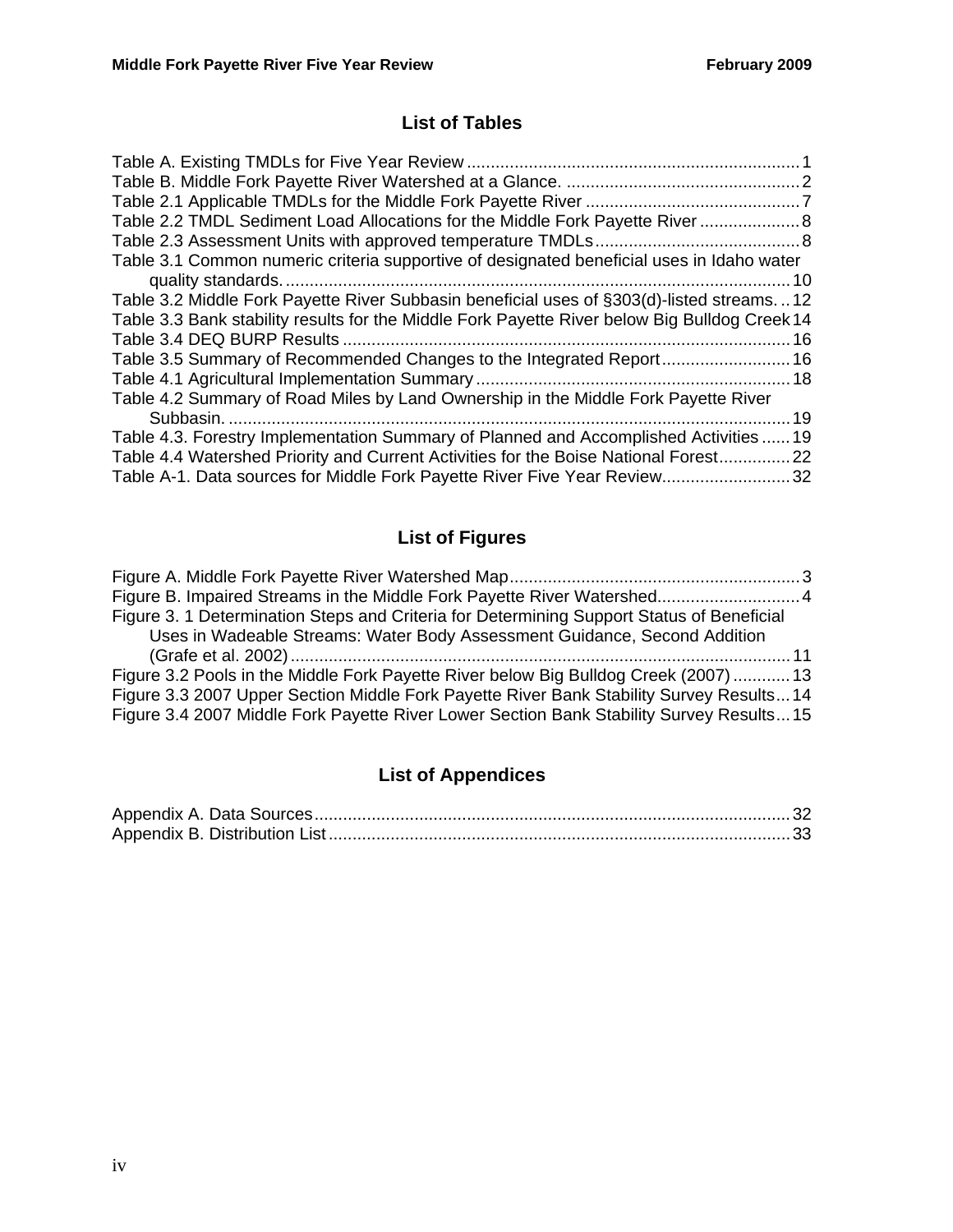## List of Tables

Table A. Existing TMDLs for Five Year Review ..... 1
Table B. Middle Fork Payette River Watershed at a Glance. ..... 2
Table 2.1 Applicable TMDLs for the Middle Fork Payette River ..... 7
Table 2.2 TMDL Sediment Load Allocations for the Middle Fork Payette River ..... 8
Table 2.3 Assessment Units with approved temperature TMDLs ..... 8
Table 3.1 Common numeric criteria supportive of designated beneficial uses in Idaho water quality standards. ..... 10
Table 3.2 Middle Fork Payette River Subbasin beneficial uses of §303(d)-listed streams. ..... 12
Table 3.3 Bank stability results for the Middle Fork Payette River below Big Bulldog Creek ..... 14
Table 3.4 DEQ BURP Results ..... 16
Table 3.5 Summary of Recommended Changes to the Integrated Report ..... 16
Table 4.1 Agricultural Implementation Summary ..... 18
Table 4.2 Summary of Road Miles by Land Ownership in the Middle Fork Payette River Subbasin. ..... 19
Table 4.3. Forestry Implementation Summary of Planned and Accomplished Activities ..... 19
Table 4.4 Watershed Priority and Current Activities for the Boise National Forest ..... 22
Table A-1. Data sources for Middle Fork Payette River Five Year Review ..... 32

## List of Figures

Figure A. Middle Fork Payette River Watershed Map ..... 3
Figure B. Impaired Streams in the Middle Fork Payette River Watershed ..... 4
Figure 3. 1 Determination Steps and Criteria for Determining Support Status of Beneficial Uses in Wadeable Streams: Water Body Assessment Guidance, Second Addition (Grafe et al. 2002) ..... 11
Figure 3.2 Pools in the Middle Fork Payette River below Big Bulldog Creek (2007) ..... 13
Figure 3.3 2007 Upper Section Middle Fork Payette River Bank Stability Survey Results ..... 14
Figure 3.4 2007 Middle Fork Payette River Lower Section Bank Stability Survey Results ..... 15

## List of Appendices

Appendix A. Data Sources ..... 32
Appendix B. Distribution List ..... 33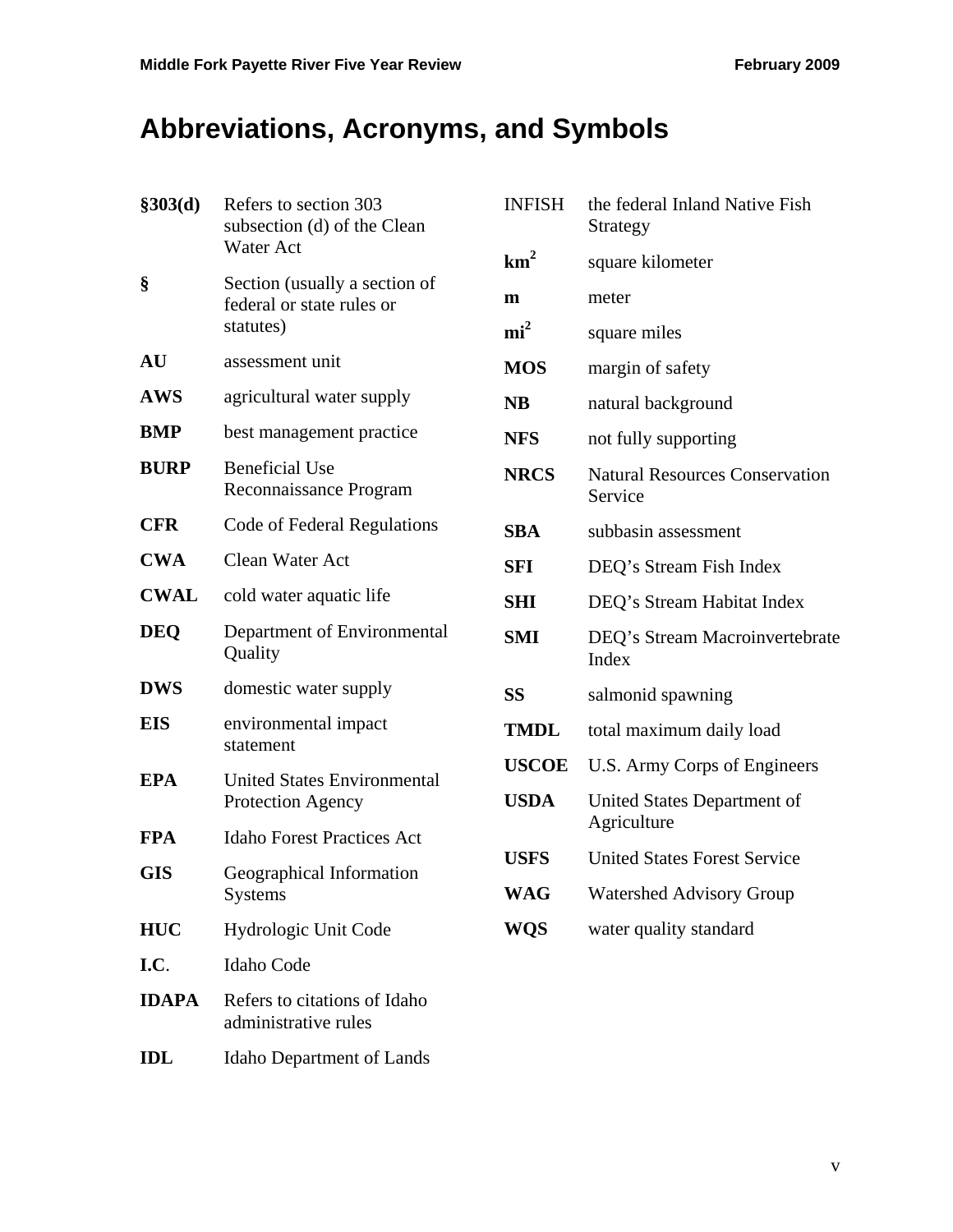# Abbreviations, Acronyms, and Symbols

| | |
|---|---|
| **§303(d)** | Refers to section 303 subsection (d) of the Clean Water Act |
| **§** | Section (usually a section of federal or state rules or statutes) |
| **AU** | assessment unit |
| **AWS** | agricultural water supply |
| **BMP** | best management practice |
| **BURP** | Beneficial Use Reconnaissance Program |
| **CFR** | Code of Federal Regulations |
| **CWA** | Clean Water Act |
| **CWAL** | cold water aquatic life |
| **DEQ** | Department of Environmental Quality |
| **DWS** | domestic water supply |
| **EIS** | environmental impact statement |
| **EPA** | United States Environmental Protection Agency |
| **FPA** | Idaho Forest Practices Act |
| **GIS** | Geographical Information Systems |
| **HUC** | Hydrologic Unit Code |
| **I.C.** | Idaho Code |
| **IDAPA** | Refers to citations of Idaho administrative rules |
| **IDL** | Idaho Department of Lands |
| INFISH | the federal Inland Native Fish Strategy |
| **$km^2$** | square kilometer |
| **m** | meter |
| **$mi^2$** | square miles |
| **MOS** | margin of safety |
| **NB** | natural background |
| **NFS** | not fully supporting |
| **NRCS** | Natural Resources Conservation Service |
| **SBA** | subbasin assessment |
| **SFI** | DEQ's Stream Fish Index |
| **SHI** | DEQ's Stream Habitat Index |
| **SMI** | DEQ's Stream Macroinvertebrate Index |
| **SS** | salmonid spawning |
| **TMDL** | total maximum daily load |
| **USCOE** | U.S. Army Corps of Engineers |
| **USDA** | United States Department of Agriculture |
| **USFS** | United States Forest Service |
| **WAG** | Watershed Advisory Group |
| **WQS** | water quality standard |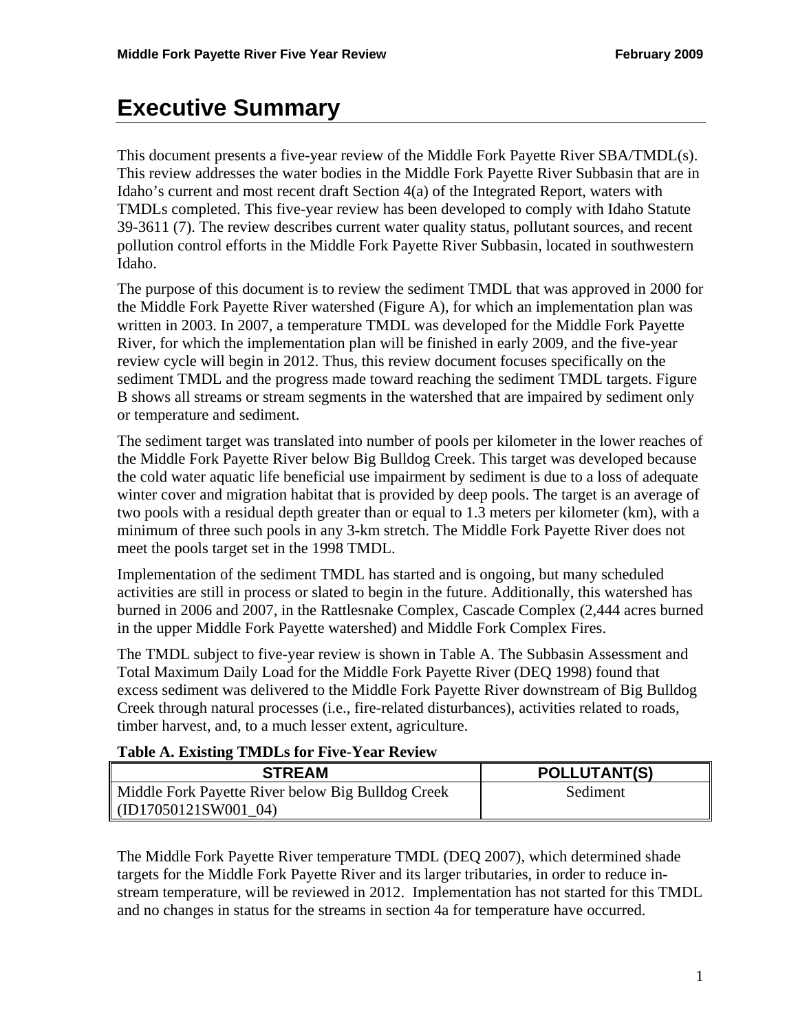# Executive Summary

This document presents a five-year review of the Middle Fork Payette River SBA/TMDL(s). This review addresses the water bodies in the Middle Fork Payette River Subbasin that are in Idaho's current and most recent draft Section 4(a) of the Integrated Report, waters with TMDLs completed. This five-year review has been developed to comply with Idaho Statute 39-3611 (7). The review describes current water quality status, pollutant sources, and recent pollution control efforts in the Middle Fork Payette River Subbasin, located in southwestern Idaho.

The purpose of this document is to review the sediment TMDL that was approved in 2000 for the Middle Fork Payette River watershed (Figure A), for which an implementation plan was written in 2003. In 2007, a temperature TMDL was developed for the Middle Fork Payette River, for which the implementation plan will be finished in early 2009, and the five-year review cycle will begin in 2012. Thus, this review document focuses specifically on the sediment TMDL and the progress made toward reaching the sediment TMDL targets. Figure B shows all streams or stream segments in the watershed that are impaired by sediment only or temperature and sediment.

The sediment target was translated into number of pools per kilometer in the lower reaches of the Middle Fork Payette River below Big Bulldog Creek. This target was developed because the cold water aquatic life beneficial use impairment by sediment is due to a loss of adequate winter cover and migration habitat that is provided by deep pools. The target is an average of two pools with a residual depth greater than or equal to 1.3 meters per kilometer (km), with a minimum of three such pools in any 3-km stretch. The Middle Fork Payette River does not meet the pools target set in the 1998 TMDL.

Implementation of the sediment TMDL has started and is ongoing, but many scheduled activities are still in process or slated to begin in the future. Additionally, this watershed has burned in 2006 and 2007, in the Rattlesnake Complex, Cascade Complex (2,444 acres burned in the upper Middle Fork Payette watershed) and Middle Fork Complex Fires.

The TMDL subject to five-year review is shown in Table A. The Subbasin Assessment and Total Maximum Daily Load for the Middle Fork Payette River (DEQ 1998) found that excess sediment was delivered to the Middle Fork Payette River downstream of Big Bulldog Creek through natural processes (i.e., fire-related disturbances), activities related to roads, timber harvest, and, to a much lesser extent, agriculture.

**Table A. Existing TMDLs for Five-Year Review**

| STREAM | POLLUTANT(S) |
|---|---|
| Middle Fork Payette River below Big Bulldog Creek (ID17050121SW001_04) | Sediment |

The Middle Fork Payette River temperature TMDL (DEQ 2007), which determined shade targets for the Middle Fork Payette River and its larger tributaries, in order to reduce in-stream temperature, will be reviewed in 2012. Implementation has not started for this TMDL and no changes in status for the streams in section 4a for temperature have occurred.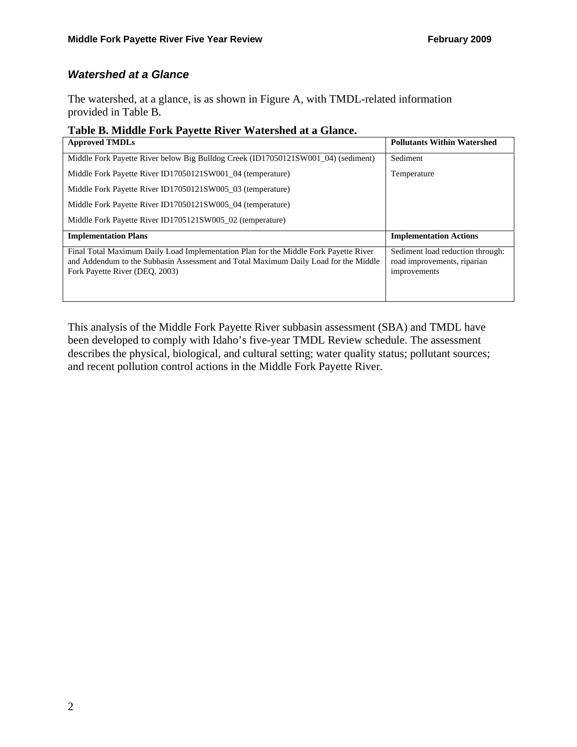### *Watershed at a Glance*

The watershed, at a glance, is as shown in Figure A, with TMDL-related information provided in Table B.

**Table B. Middle Fork Payette River Watershed at a Glance.**

| **Approved TMDLs** | **Pollutants Within Watershed** |
|---|---|
| Middle Fork Payette River below Big Bulldog Creek (ID17050121SW001_04) (sediment) | Sediment |
| Middle Fork Payette River ID17050121SW001_04 (temperature) | Temperature |
| Middle Fork Payette River ID17050121SW005_03 (temperature) | |
| Middle Fork Payette River ID17050121SW005_04 (temperature) | |
| Middle Fork Payette River ID1705121SW005_02 (temperature) | |
| **Implementation Plans** | **Implementation Actions** |
| Final Total Maximum Daily Load Implementation Plan for the Middle Fork Payette River and Addendum to the Subbasin Assessment and Total Maximum Daily Load for the Middle Fork Payette River (DEQ, 2003) | Sediment load reduction through: road improvements, riparian improvements |

This analysis of the Middle Fork Payette River subbasin assessment (SBA) and TMDL have been developed to comply with Idaho's five-year TMDL Review schedule. The assessment describes the physical, biological, and cultural setting; water quality status; pollutant sources; and recent pollution control actions in the Middle Fork Payette River.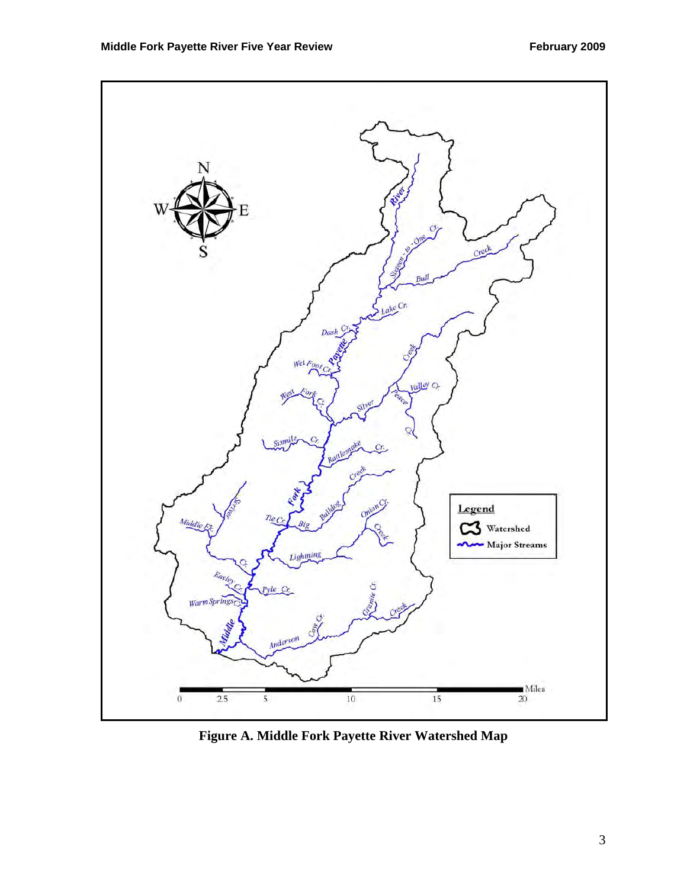**Figure A. Middle Fork Payette River Watershed Map**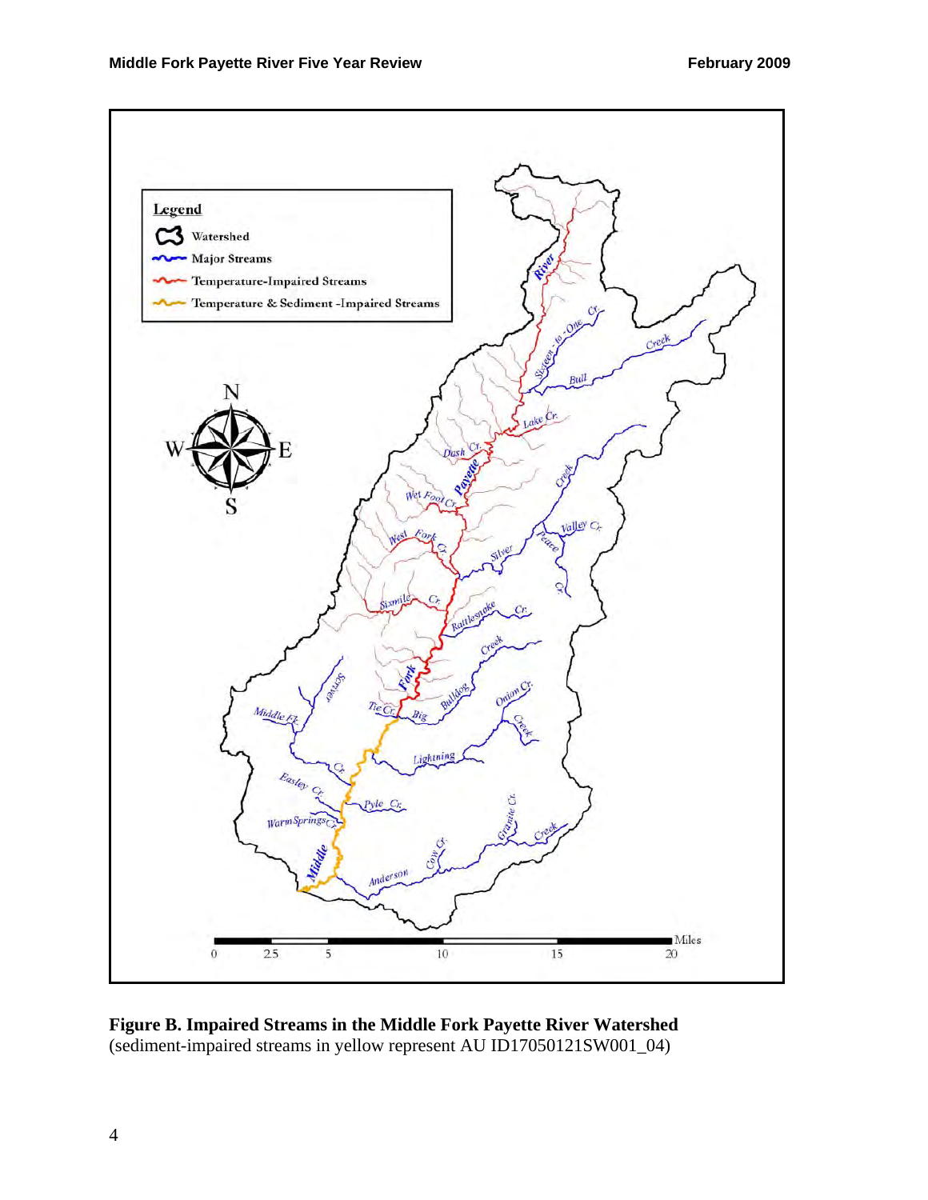**Figure B. Impaired Streams in the Middle Fork Payette River Watershed**
(sediment-impaired streams in yellow represent AU ID17050121SW001_04)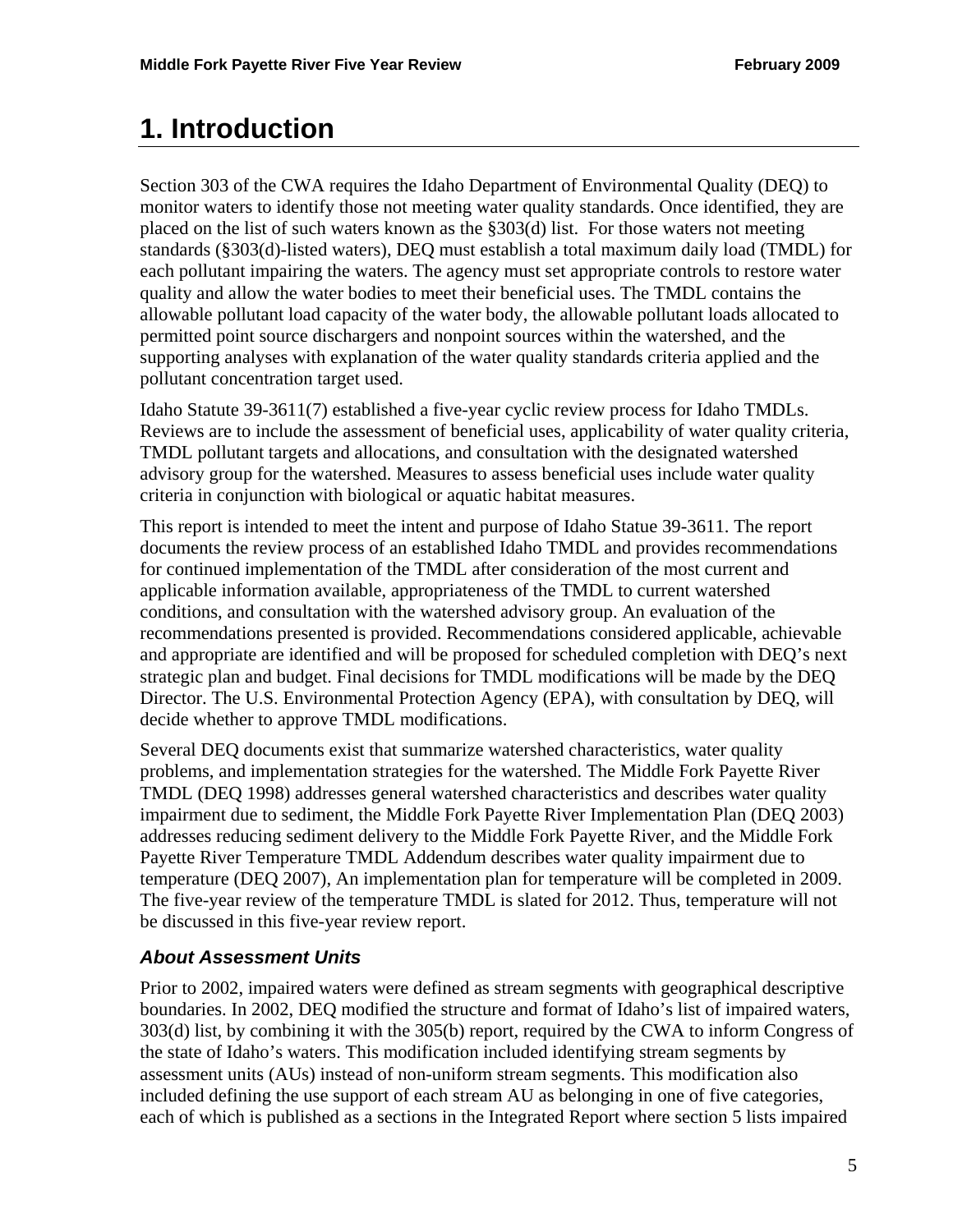// Transcription of "1. Introduction" page from the Middle Fork Payette River Five Year Review (DEQ) — includes the opening sections and "About Assessment Units".

# 1. Introduction

Section 303 of the CWA requires the Idaho Department of Environmental Quality (DEQ) to monitor waters to identify those not meeting water quality standards. Once identified, they are placed on the list of such waters known as the §303(d) list. For those waters not meeting standards (§303(d)-listed waters), DEQ must establish a total maximum daily load (TMDL) for each pollutant impairing the waters. The agency must set appropriate controls to restore water quality and allow the water bodies to meet their beneficial uses. The TMDL contains the allowable pollutant load capacity of the water body, the allowable pollutant loads allocated to permitted point source dischargers and nonpoint sources within the watershed, and the supporting analyses with explanation of the water quality standards criteria applied and the pollutant concentration target used.

Idaho Statute 39-3611(7) established a five-year cyclic review process for Idaho TMDLs. Reviews are to include the assessment of beneficial uses, applicability of water quality criteria, TMDL pollutant targets and allocations, and consultation with the designated watershed advisory group for the watershed. Measures to assess beneficial uses include water quality criteria in conjunction with biological or aquatic habitat measures.

This report is intended to meet the intent and purpose of Idaho Statue 39-3611. The report documents the review process of an established Idaho TMDL and provides recommendations for continued implementation of the TMDL after consideration of the most current and applicable information available, appropriateness of the TMDL to current watershed conditions, and consultation with the watershed advisory group. An evaluation of the recommendations presented is provided. Recommendations considered applicable, achievable and appropriate are identified and will be proposed for scheduled completion with DEQ's next strategic plan and budget. Final decisions for TMDL modifications will be made by the DEQ Director. The U.S. Environmental Protection Agency (EPA), with consultation by DEQ, will decide whether to approve TMDL modifications.

Several DEQ documents exist that summarize watershed characteristics, water quality problems, and implementation strategies for the watershed. The Middle Fork Payette River TMDL (DEQ 1998) addresses general watershed characteristics and describes water quality impairment due to sediment, the Middle Fork Payette River Implementation Plan (DEQ 2003) addresses reducing sediment delivery to the Middle Fork Payette River, and the Middle Fork Payette River Temperature TMDL Addendum describes water quality impairment due to temperature (DEQ 2007), An implementation plan for temperature will be completed in 2009. The five-year review of the temperature TMDL is slated for 2012. Thus, temperature will not be discussed in this five-year review report.

### *About Assessment Units*

Prior to 2002, impaired waters were defined as stream segments with geographical descriptive boundaries. In 2002, DEQ modified the structure and format of Idaho's list of impaired waters, 303(d) list, by combining it with the 305(b) report, required by the CWA to inform Congress of the state of Idaho's waters. This modification included identifying stream segments by assessment units (AUs) instead of non-uniform stream segments. This modification also included defining the use support of each stream AU as belonging in one of five categories, each of which is published as a sections in the Integrated Report where section 5 lists impaired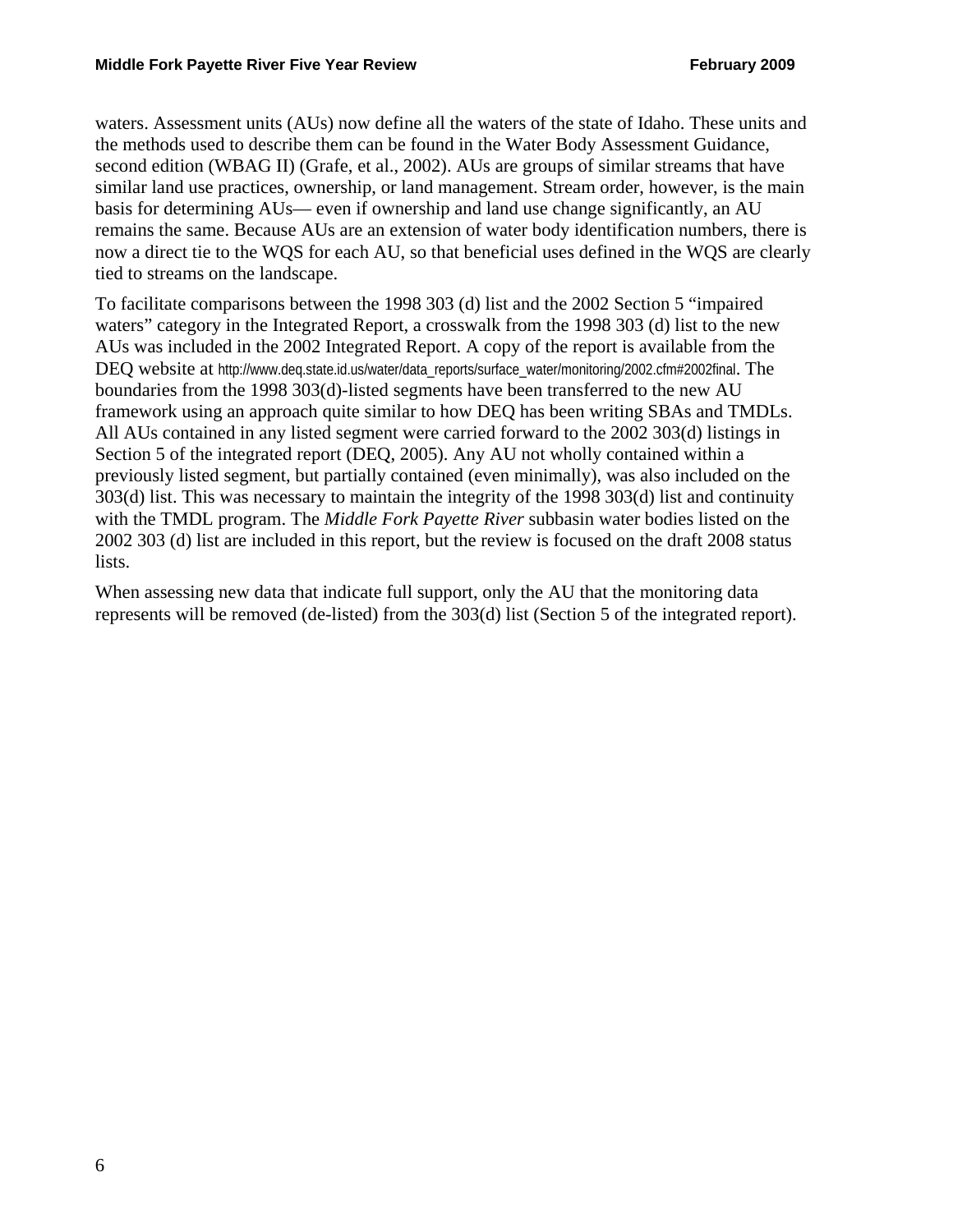waters. Assessment units (AUs) now define all the waters of the state of Idaho. These units and the methods used to describe them can be found in the Water Body Assessment Guidance, second edition (WBAG II) (Grafe, et al., 2002). AUs are groups of similar streams that have similar land use practices, ownership, or land management. Stream order, however, is the main basis for determining AUs— even if ownership and land use change significantly, an AU remains the same. Because AUs are an extension of water body identification numbers, there is now a direct tie to the WQS for each AU, so that beneficial uses defined in the WQS are clearly tied to streams on the landscape.

To facilitate comparisons between the 1998 303 (d) list and the 2002 Section 5 "impaired waters" category in the Integrated Report, a crosswalk from the 1998 303 (d) list to the new AUs was included in the 2002 Integrated Report. A copy of the report is available from the DEQ website at http://www.deq.state.id.us/water/data_reports/surface_water/monitoring/2002.cfm#2002final. The boundaries from the 1998 303(d)-listed segments have been transferred to the new AU framework using an approach quite similar to how DEQ has been writing SBAs and TMDLs. All AUs contained in any listed segment were carried forward to the 2002 303(d) listings in Section 5 of the integrated report (DEQ, 2005). Any AU not wholly contained within a previously listed segment, but partially contained (even minimally), was also included on the 303(d) list. This was necessary to maintain the integrity of the 1998 303(d) list and continuity with the TMDL program. The *Middle Fork Payette River* subbasin water bodies listed on the 2002 303 (d) list are included in this report, but the review is focused on the draft 2008 status lists.

When assessing new data that indicate full support, only the AU that the monitoring data represents will be removed (de-listed) from the 303(d) list (Section 5 of the integrated report).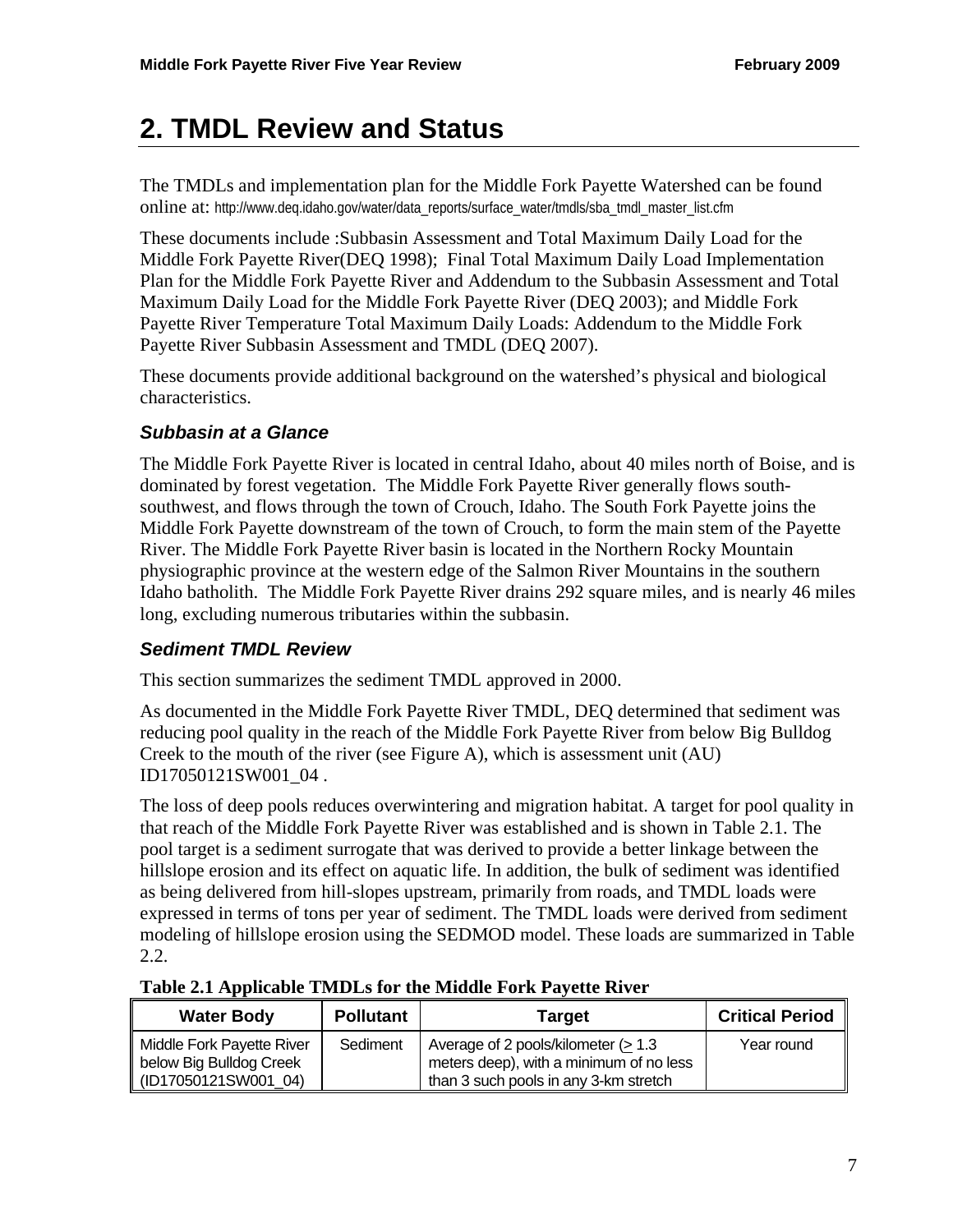# 2. TMDL Review and Status

The TMDLs and implementation plan for the Middle Fork Payette Watershed can be found online at: http://www.deq.idaho.gov/water/data_reports/surface_water/tmdls/sba_tmdl_master_list.cfm

These documents include :Subbasin Assessment and Total Maximum Daily Load for the Middle Fork Payette River(DEQ 1998); Final Total Maximum Daily Load Implementation Plan for the Middle Fork Payette River and Addendum to the Subbasin Assessment and Total Maximum Daily Load for the Middle Fork Payette River (DEQ 2003); and Middle Fork Payette River Temperature Total Maximum Daily Loads: Addendum to the Middle Fork Payette River Subbasin Assessment and TMDL (DEQ 2007).

These documents provide additional background on the watershed's physical and biological characteristics.

### *Subbasin at a Glance*

The Middle Fork Payette River is located in central Idaho, about 40 miles north of Boise, and is dominated by forest vegetation. The Middle Fork Payette River generally flows south-southwest, and flows through the town of Crouch, Idaho. The South Fork Payette joins the Middle Fork Payette downstream of the town of Crouch, to form the main stem of the Payette River. The Middle Fork Payette River basin is located in the Northern Rocky Mountain physiographic province at the western edge of the Salmon River Mountains in the southern Idaho batholith. The Middle Fork Payette River drains 292 square miles, and is nearly 46 miles long, excluding numerous tributaries within the subbasin.

### *Sediment TMDL Review*

This section summarizes the sediment TMDL approved in 2000.

As documented in the Middle Fork Payette River TMDL, DEQ determined that sediment was reducing pool quality in the reach of the Middle Fork Payette River from below Big Bulldog Creek to the mouth of the river (see Figure A), which is assessment unit (AU) ID17050121SW001_04 .

The loss of deep pools reduces overwintering and migration habitat. A target for pool quality in that reach of the Middle Fork Payette River was established and is shown in Table 2.1. The pool target is a sediment surrogate that was derived to provide a better linkage between the hillslope erosion and its effect on aquatic life. In addition, the bulk of sediment was identified as being delivered from hill-slopes upstream, primarily from roads, and TMDL loads were expressed in terms of tons per year of sediment. The TMDL loads were derived from sediment modeling of hillslope erosion using the SEDMOD model. These loads are summarized in Table 2.2.

**Table 2.1 Applicable TMDLs for the Middle Fork Payette River**

| Water Body | Pollutant | Target | Critical Period |
|---|---|---|---|
| Middle Fork Payette River below Big Bulldog Creek (ID17050121SW001_04) | Sediment | Average of 2 pools/kilometer (≥ 1.3 meters deep), with a minimum of no less than 3 such pools in any 3-km stretch | Year round |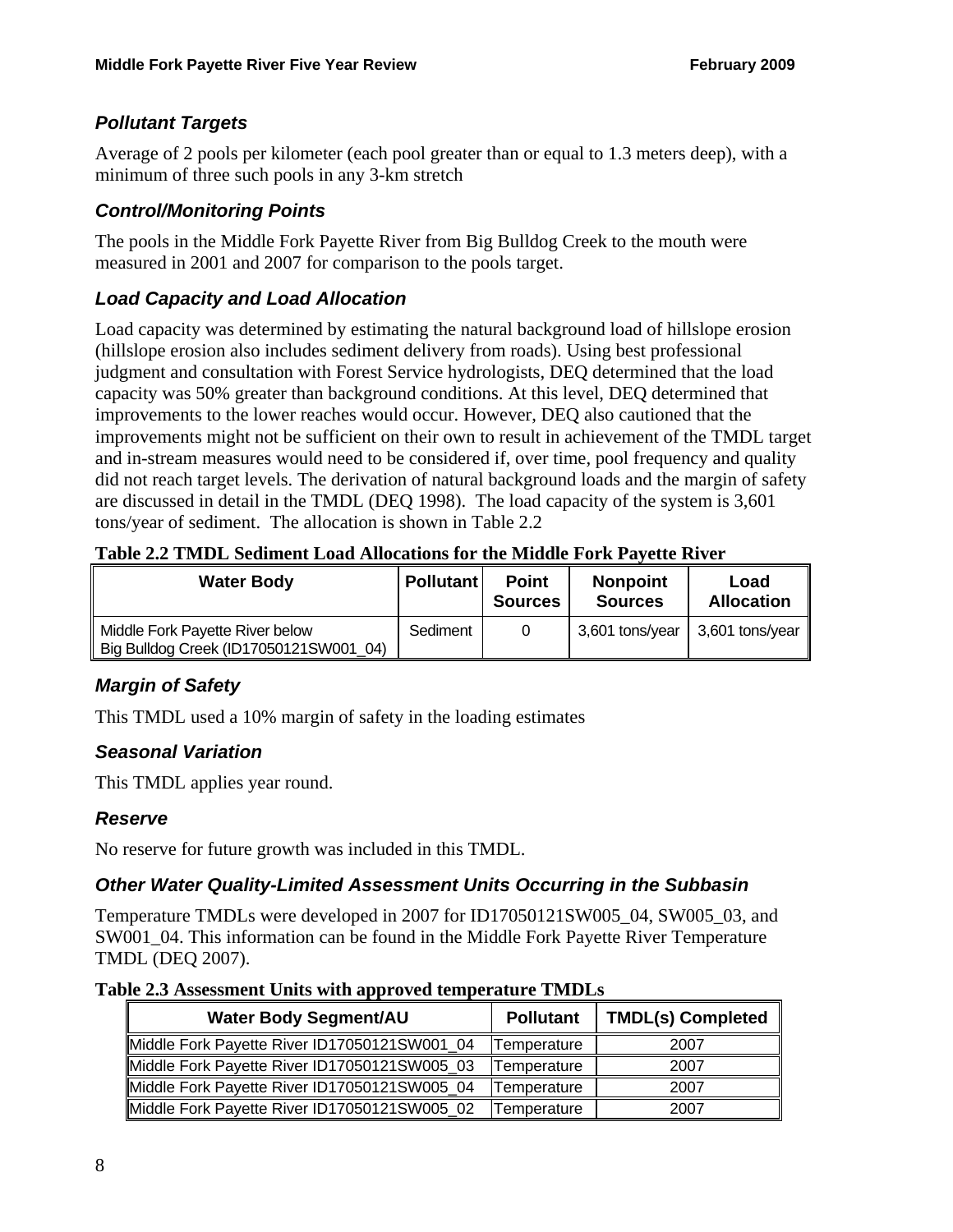### *Pollutant Targets*

Average of 2 pools per kilometer (each pool greater than or equal to 1.3 meters deep), with a minimum of three such pools in any 3-km stretch

### *Control/Monitoring Points*

The pools in the Middle Fork Payette River from Big Bulldog Creek to the mouth were measured in 2001 and 2007 for comparison to the pools target.

### *Load Capacity and Load Allocation*

Load capacity was determined by estimating the natural background load of hillslope erosion (hillslope erosion also includes sediment delivery from roads). Using best professional judgment and consultation with Forest Service hydrologists, DEQ determined that the load capacity was 50% greater than background conditions. At this level, DEQ determined that improvements to the lower reaches would occur. However, DEQ also cautioned that the improvements might not be sufficient on their own to result in achievement of the TMDL target and in-stream measures would need to be considered if, over time, pool frequency and quality did not reach target levels. The derivation of natural background loads and the margin of safety are discussed in detail in the TMDL (DEQ 1998). The load capacity of the system is 3,601 tons/year of sediment. The allocation is shown in Table 2.2

**Table 2.2 TMDL Sediment Load Allocations for the Middle Fork Payette River**

| Water Body | Pollutant | Point Sources | Nonpoint Sources | Load Allocation |
|---|---|---|---|---|
| Middle Fork Payette River below Big Bulldog Creek (ID17050121SW001_04) | Sediment | 0 | 3,601 tons/year | 3,601 tons/year |

### *Margin of Safety*

This TMDL used a 10% margin of safety in the loading estimates

### *Seasonal Variation*

This TMDL applies year round.

### *Reserve*

No reserve for future growth was included in this TMDL.

### *Other Water Quality-Limited Assessment Units Occurring in the Subbasin*

Temperature TMDLs were developed in 2007 for ID17050121SW005_04, SW005_03, and SW001_04. This information can be found in the Middle Fork Payette River Temperature TMDL (DEQ 2007).

**Table 2.3 Assessment Units with approved temperature TMDLs**

| Water Body Segment/AU | Pollutant | TMDL(s) Completed |
|---|---|---|
| Middle Fork Payette River ID17050121SW001_04 | Temperature | 2007 |
| Middle Fork Payette River ID17050121SW005_03 | Temperature | 2007 |
| Middle Fork Payette River ID17050121SW005_04 | Temperature | 2007 |
| Middle Fork Payette River ID17050121SW005_02 | Temperature | 2007 |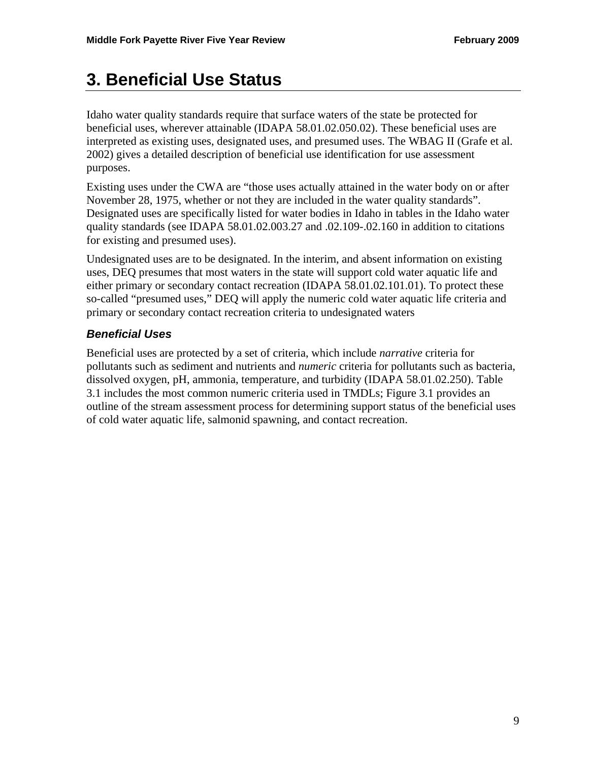# 3. Beneficial Use Status

Idaho water quality standards require that surface waters of the state be protected for beneficial uses, wherever attainable (IDAPA 58.01.02.050.02). These beneficial uses are interpreted as existing uses, designated uses, and presumed uses. The WBAG II (Grafe et al. 2002) gives a detailed description of beneficial use identification for use assessment purposes.

Existing uses under the CWA are "those uses actually attained in the water body on or after November 28, 1975, whether or not they are included in the water quality standards". Designated uses are specifically listed for water bodies in Idaho in tables in the Idaho water quality standards (see IDAPA 58.01.02.003.27 and .02.109-.02.160 in addition to citations for existing and presumed uses).

Undesignated uses are to be designated. In the interim, and absent information on existing uses, DEQ presumes that most waters in the state will support cold water aquatic life and either primary or secondary contact recreation (IDAPA 58.01.02.101.01). To protect these so-called "presumed uses," DEQ will apply the numeric cold water aquatic life criteria and primary or secondary contact recreation criteria to undesignated waters

### *Beneficial Uses*

Beneficial uses are protected by a set of criteria, which include *narrative* criteria for pollutants such as sediment and nutrients and *numeric* criteria for pollutants such as bacteria, dissolved oxygen, pH, ammonia, temperature, and turbidity (IDAPA 58.01.02.250). Table 3.1 includes the most common numeric criteria used in TMDLs; Figure 3.1 provides an outline of the stream assessment process for determining support status of the beneficial uses of cold water aquatic life, salmonid spawning, and contact recreation.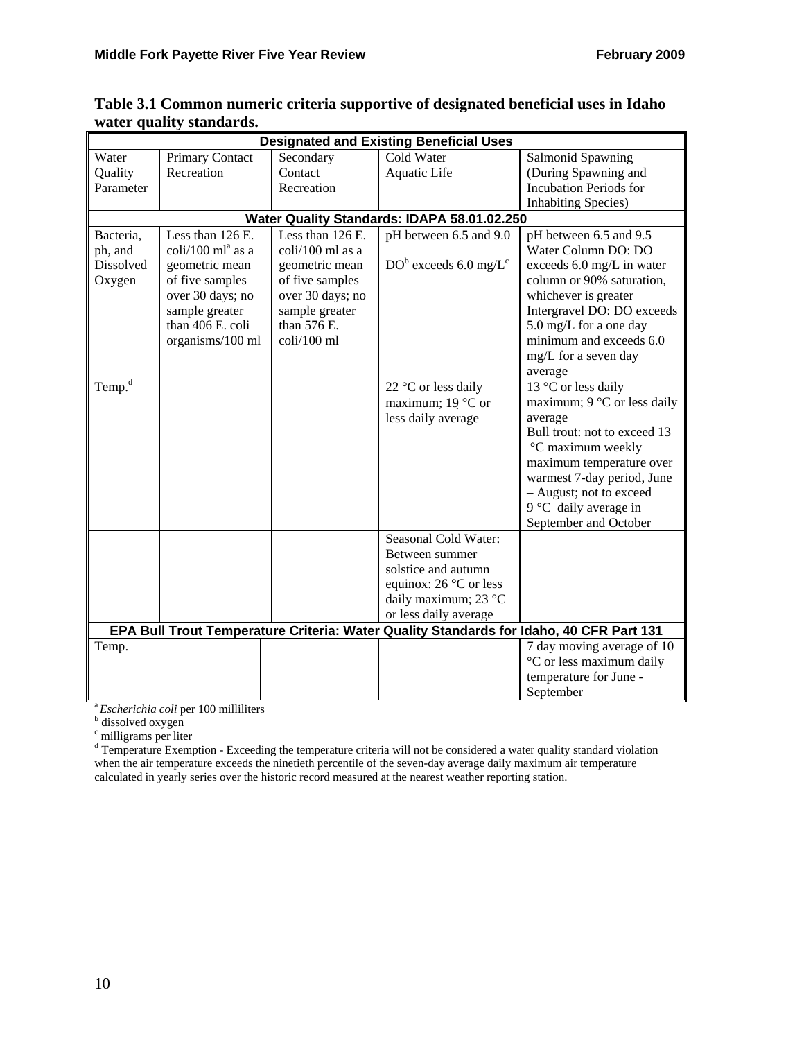**Table 3.1 Common numeric criteria supportive of designated beneficial uses in Idaho water quality standards.**

| Designated and Existing Beneficial Uses | | | | |
|---|---|---|---|---|
| Water Quality Parameter | Primary Contact Recreation | Secondary Contact Recreation | Cold Water Aquatic Life | Salmonid Spawning (During Spawning and Incubation Periods for Inhabiting Species) |
| **Water Quality Standards: IDAPA 58.01.02.250** | | | | |
| Bacteria, ph, and Dissolved Oxygen | Less than 126 E. coli/100 ml[a] as a geometric mean of five samples over 30 days; no sample greater than 406 E. coli organisms/100 ml | Less than 126 E. coli/100 ml as a geometric mean of five samples over 30 days; no sample greater than 576 E. coli/100 ml | pH between 6.5 and 9.0<br>DO[b] exceeds 6.0 mg/L[c] | pH between 6.5 and 9.5<br>Water Column DO: DO exceeds 6.0 mg/L in water column or 90% saturation, whichever is greater<br>Intergravel DO: DO exceeds 5.0 mg/L for a one day minimum and exceeds 6.0 mg/L for a seven day average |
| Temp.[d] | | | 22 °C or less daily maximum; 19 °C or less daily average | 13 °C or less daily maximum; 9 °C or less daily average<br>Bull trout: not to exceed 13 °C maximum weekly maximum temperature over warmest 7-day period, June – August; not to exceed 9 °C daily average in September and October |
| | | | Seasonal Cold Water: Between summer solstice and autumn equinox: 26 °C or less daily maximum; 23 °C or less daily average | |
| **EPA Bull Trout Temperature Criteria: Water Quality Standards for Idaho, 40 CFR Part 131** | | | | |
| Temp. | | | | 7 day moving average of 10 °C or less maximum daily temperature for June - September |

[a] *Escherichia coli* per 100 milliliters
[b] dissolved oxygen
[c] milligrams per liter
[d] Temperature Exemption - Exceeding the temperature criteria will not be considered a water quality standard violation when the air temperature exceeds the ninetieth percentile of the seven-day average daily maximum air temperature calculated in yearly series over the historic record measured at the nearest weather reporting station.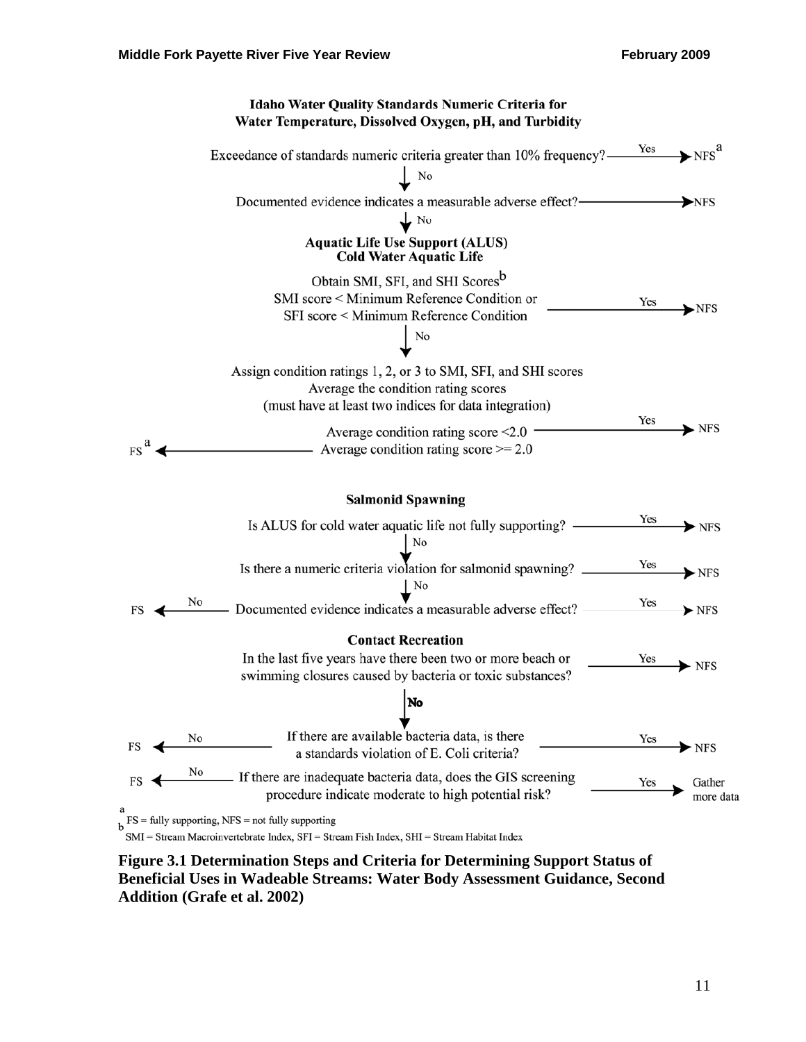**Idaho Water Quality Standards Numeric Criteria for Water Temperature, Dissolved Oxygen, pH, and Turbidity**

Exceedance of standards numeric criteria greater than 10% frequency? — Yes → NFS[a]

↓ No

Documented evidence indicates a measurable adverse effect? → NFS

↓ No

**Aquatic Life Use Support (ALUS)**
**Cold Water Aquatic Life**

Obtain SMI, SFI, and SHI Scores[b]

SMI score < Minimum Reference Condition or SFI score < Minimum Reference Condition — Yes → NFS

↓ No

Assign condition ratings 1, 2, or 3 to SMI, SFI, and SHI scores
Average the condition rating scores
(must have at least two indices for data integration)

Average condition rating score <2.0 — Yes → NFS

FS[a] ← Average condition rating score >= 2.0

**Salmonid Spawning**

Is ALUS for cold water aquatic life not fully supporting? — Yes → NFS

↓ No

Is there a numeric criteria violation for salmonid spawning? — Yes → NFS

↓ No

FS ← No — Documented evidence indicates a measurable adverse effect? — Yes → NFS

**Contact Recreation**

In the last five years have there been two or more beach or swimming closures caused by bacteria or toxic substances? — Yes → NFS

↓ **No**

FS ← No — If there are available bacteria data, is there a standards violation of E. Coli criteria? — Yes → NFS

FS ← No — If there are inadequate bacteria data, does the GIS screening procedure indicate moderate to high potential risk? — Yes → Gather more data

[a] FS = fully supporting, NFS = not fully supporting
[b] SMI = Stream Macroinvertebrate Index, SFI = Stream Fish Index, SHI = Stream Habitat Index

**Figure 3.1 Determination Steps and Criteria for Determining Support Status of Beneficial Uses in Wadeable Streams: Water Body Assessment Guidance, Second Addition (Grafe et al. 2002)**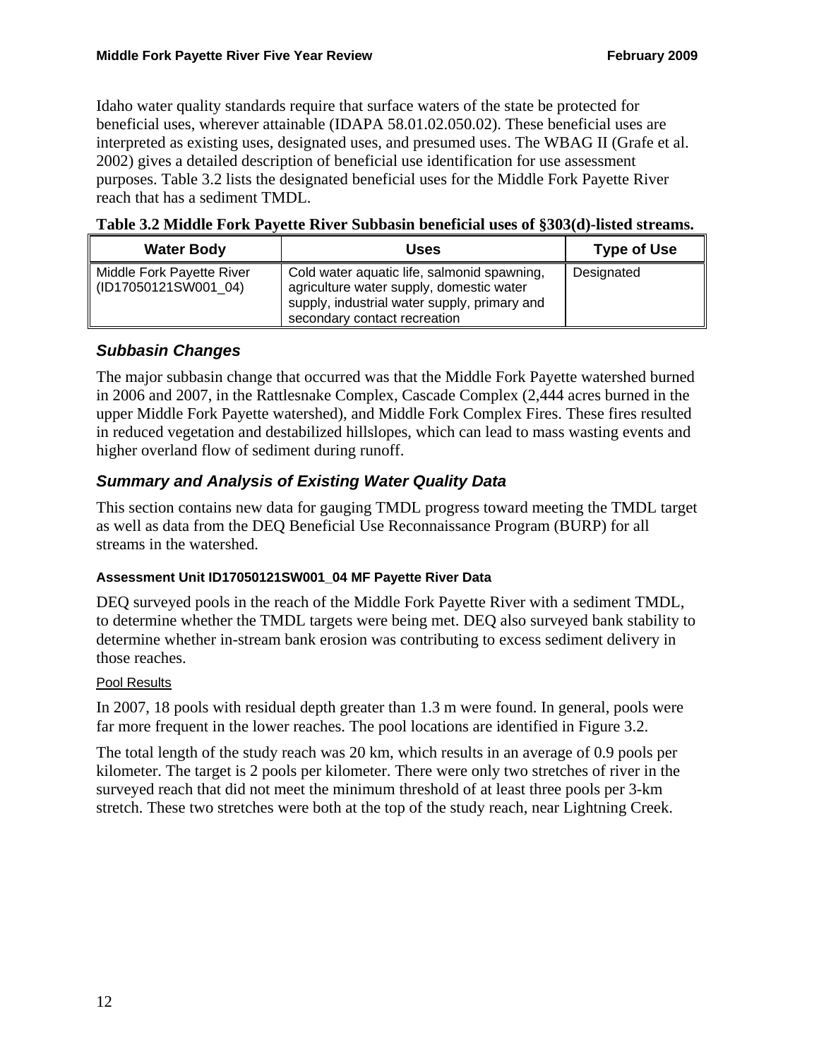Idaho water quality standards require that surface waters of the state be protected for beneficial uses, wherever attainable (IDAPA 58.01.02.050.02). These beneficial uses are interpreted as existing uses, designated uses, and presumed uses. The WBAG II (Grafe et al. 2002) gives a detailed description of beneficial use identification for use assessment purposes. Table 3.2 lists the designated beneficial uses for the Middle Fork Payette River reach that has a sediment TMDL.

**Table 3.2 Middle Fork Payette River Subbasin beneficial uses of §303(d)-listed streams.**

| Water Body | Uses | Type of Use |
|---|---|---|
| Middle Fork Payette River (ID17050121SW001_04) | Cold water aquatic life, salmonid spawning, agriculture water supply, domestic water supply, industrial water supply, primary and secondary contact recreation | Designated |

### *Subbasin Changes*

The major subbasin change that occurred was that the Middle Fork Payette watershed burned in 2006 and 2007, in the Rattlesnake Complex, Cascade Complex (2,444 acres burned in the upper Middle Fork Payette watershed), and Middle Fork Complex Fires. These fires resulted in reduced vegetation and destabilized hillslopes, which can lead to mass wasting events and higher overland flow of sediment during runoff.

### *Summary and Analysis of Existing Water Quality Data*

This section contains new data for gauging TMDL progress toward meeting the TMDL target as well as data from the DEQ Beneficial Use Reconnaissance Program (BURP) for all streams in the watershed.

#### Assessment Unit ID17050121SW001_04 MF Payette River Data

DEQ surveyed pools in the reach of the Middle Fork Payette River with a sediment TMDL, to determine whether the TMDL targets were being met. DEQ also surveyed bank stability to determine whether in-stream bank erosion was contributing to excess sediment delivery in those reaches.

##### Pool Results

In 2007, 18 pools with residual depth greater than 1.3 m were found. In general, pools were far more frequent in the lower reaches. The pool locations are identified in Figure 3.2.

The total length of the study reach was 20 km, which results in an average of 0.9 pools per kilometer. The target is 2 pools per kilometer. There were only two stretches of river in the surveyed reach that did not meet the minimum threshold of at least three pools per 3-km stretch. These two stretches were both at the top of the study reach, near Lightning Creek.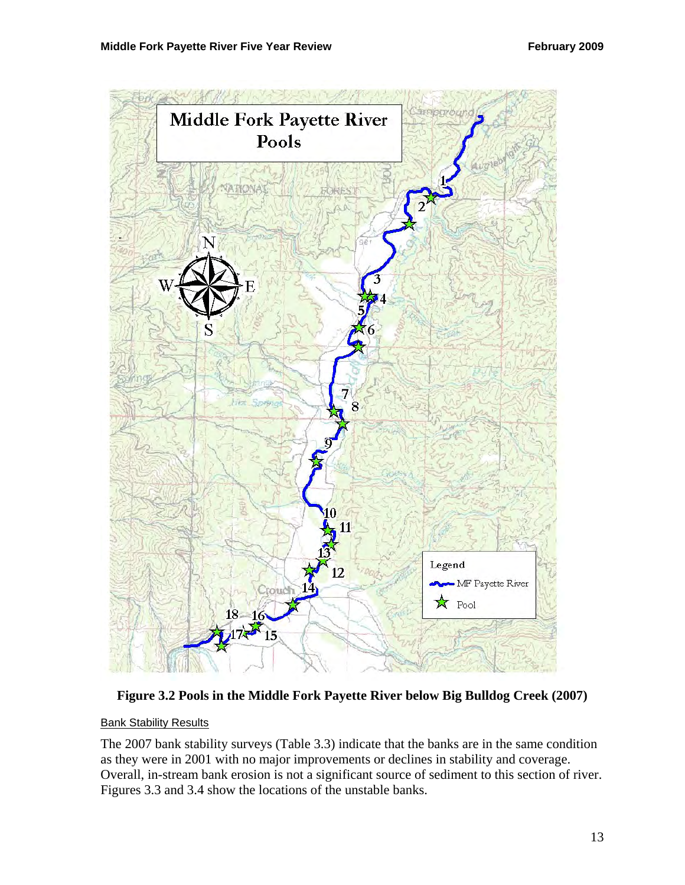**Figure 3.2 Pools in the Middle Fork Payette River below Big Bulldog Creek (2007)**

## Bank Stability Results

The 2007 bank stability surveys (Table 3.3) indicate that the banks are in the same condition as they were in 2001 with no major improvements or declines in stability and coverage. Overall, in-stream bank erosion is not a significant source of sediment to this section of river. Figures 3.3 and 3.4 show the locations of the unstable banks.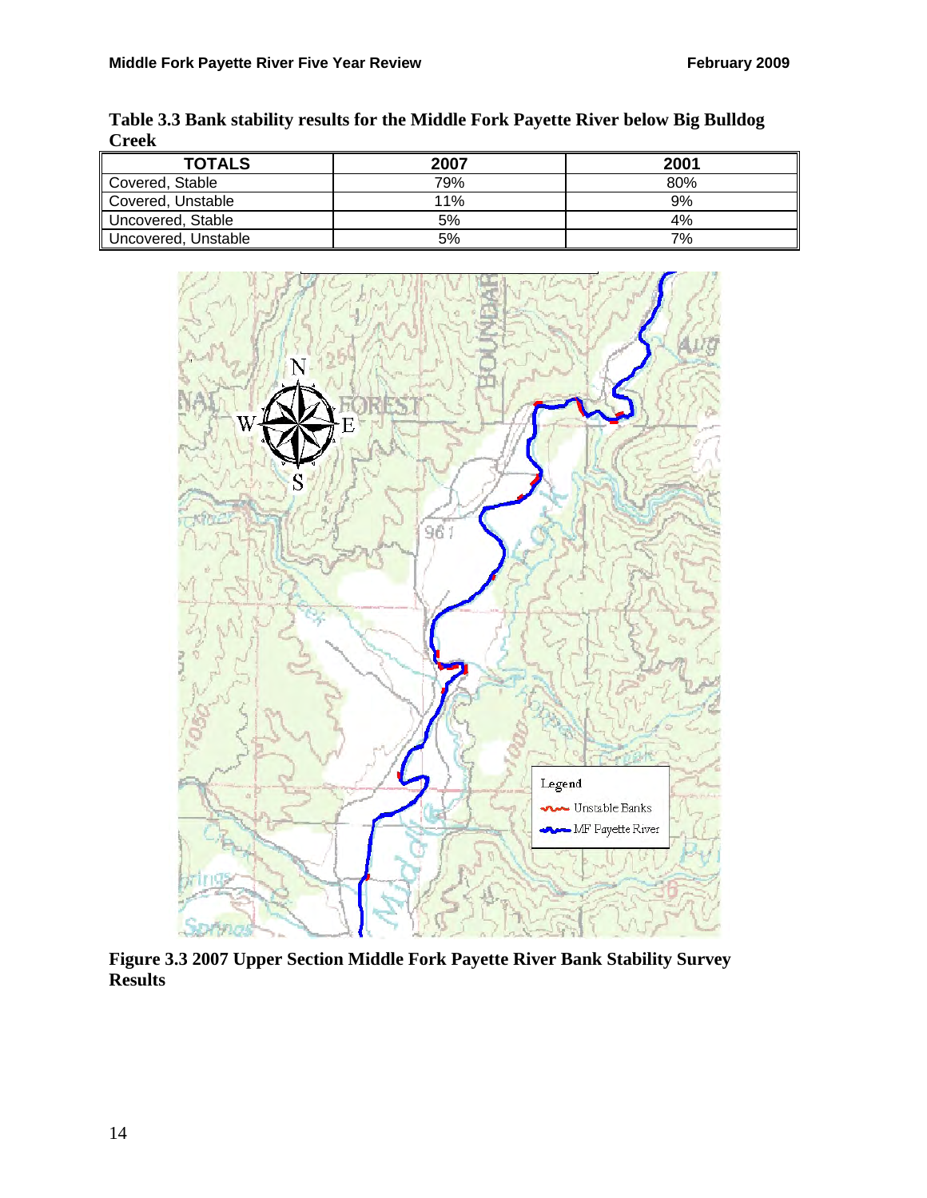**Table 3.3 Bank stability results for the Middle Fork Payette River below Big Bulldog Creek**

| TOTALS | 2007 | 2001 |
|---|---|---|
| Covered, Stable | 79% | 80% |
| Covered, Unstable | 11% | 9% |
| Uncovered, Stable | 5% | 4% |
| Uncovered, Unstable | 5% | 7% |

**Figure 3.3 2007 Upper Section Middle Fork Payette River Bank Stability Survey Results**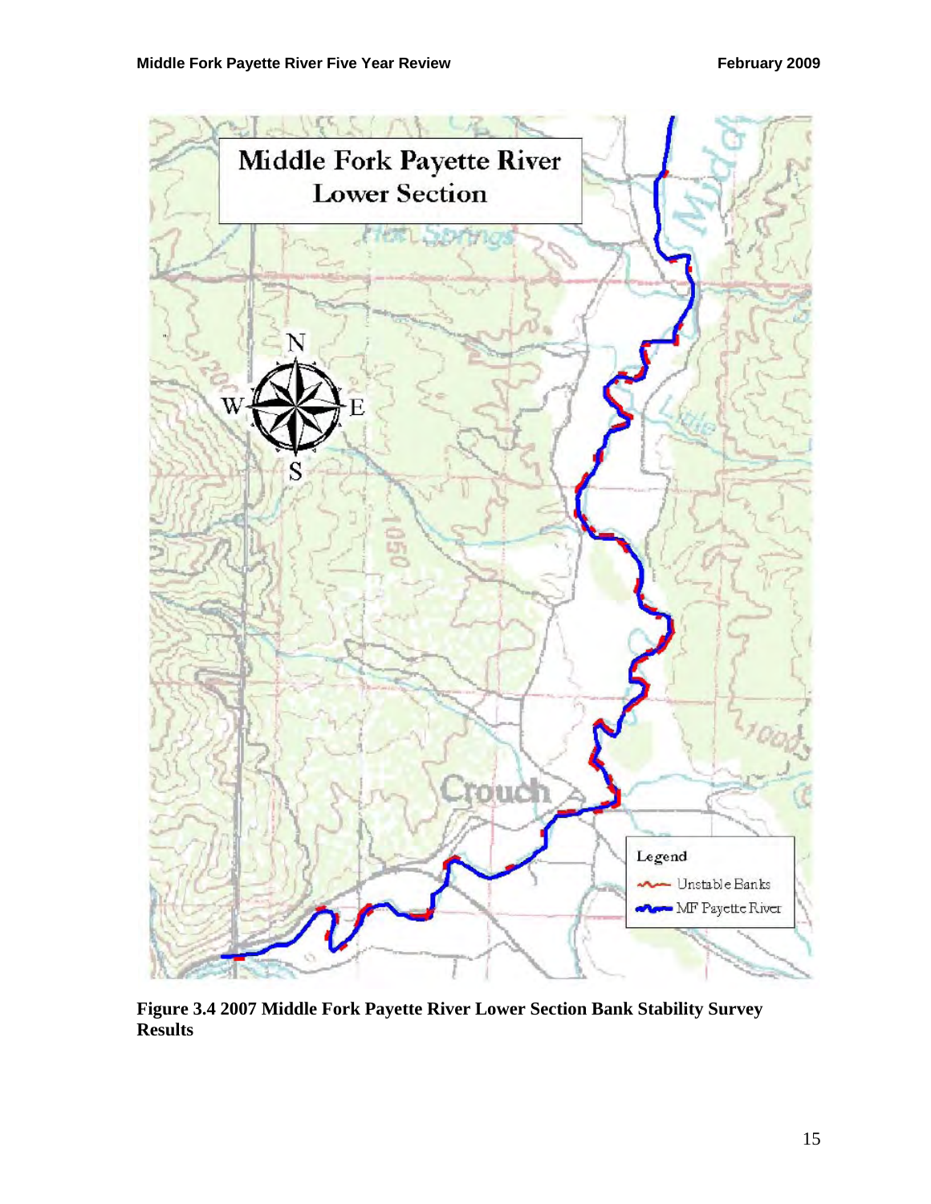**Figure 3.4 2007 Middle Fork Payette River Lower Section Bank Stability Survey Results**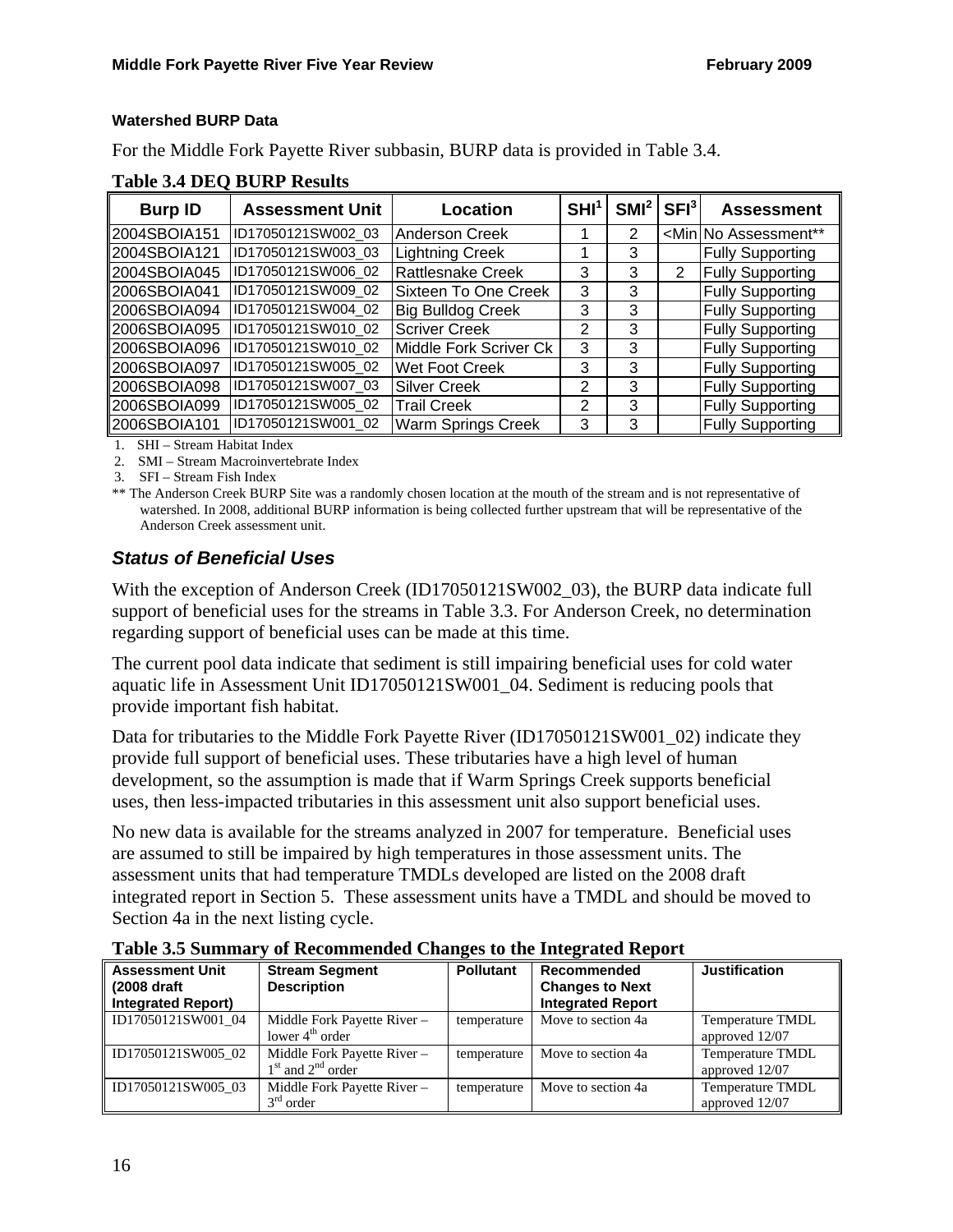#### Watershed BURP Data

For the Middle Fork Payette River subbasin, BURP data is provided in Table 3.4.

**Table 3.4 DEQ BURP Results**

| Burp ID | Assessment Unit | Location | SHI[1] | SMI[2] | SFI[3] | Assessment |
|---|---|---|---|---|---|---|
| 2004SBOIA151 | ID17050121SW002_03 | Anderson Creek | 1 | 2 | <Min | No Assessment** |
| 2004SBOIA121 | ID17050121SW003_03 | Lightning Creek | 1 | 3 | | Fully Supporting |
| 2004SBOIA045 | ID17050121SW006_02 | Rattlesnake Creek | 3 | 3 | 2 | Fully Supporting |
| 2006SBOIA041 | ID17050121SW009_02 | Sixteen To One Creek | 3 | 3 | | Fully Supporting |
| 2006SBOIA094 | ID17050121SW004_02 | Big Bulldog Creek | 3 | 3 | | Fully Supporting |
| 2006SBOIA095 | ID17050121SW010_02 | Scriver Creek | 2 | 3 | | Fully Supporting |
| 2006SBOIA096 | ID17050121SW010_02 | Middle Fork Scriver Ck | 3 | 3 | | Fully Supporting |
| 2006SBOIA097 | ID17050121SW005_02 | Wet Foot Creek | 3 | 3 | | Fully Supporting |
| 2006SBOIA098 | ID17050121SW007_03 | Silver Creek | 2 | 3 | | Fully Supporting |
| 2006SBOIA099 | ID17050121SW005_02 | Trail Creek | 2 | 3 | | Fully Supporting |
| 2006SBOIA101 | ID17050121SW001_02 | Warm Springs Creek | 3 | 3 | | Fully Supporting |

1. SHI – Stream Habitat Index
2. SMI – Stream Macroinvertebrate Index
3. SFI – Stream Fish Index

** The Anderson Creek BURP Site was a randomly chosen location at the mouth of the stream and is not representative of watershed. In 2008, additional BURP information is being collected further upstream that will be representative of the Anderson Creek assessment unit.

### *Status of Beneficial Uses*

With the exception of Anderson Creek (ID17050121SW002_03), the BURP data indicate full support of beneficial uses for the streams in Table 3.3. For Anderson Creek, no determination regarding support of beneficial uses can be made at this time.

The current pool data indicate that sediment is still impairing beneficial uses for cold water aquatic life in Assessment Unit ID17050121SW001_04. Sediment is reducing pools that provide important fish habitat.

Data for tributaries to the Middle Fork Payette River (ID17050121SW001_02) indicate they provide full support of beneficial uses. These tributaries have a high level of human development, so the assumption is made that if Warm Springs Creek supports beneficial uses, then less-impacted tributaries in this assessment unit also support beneficial uses.

No new data is available for the streams analyzed in 2007 for temperature. Beneficial uses are assumed to still be impaired by high temperatures in those assessment units. The assessment units that had temperature TMDLs developed are listed on the 2008 draft integrated report in Section 5. These assessment units have a TMDL and should be moved to Section 4a in the next listing cycle.

**Table 3.5 Summary of Recommended Changes to the Integrated Report**

| Assessment Unit (2008 draft Integrated Report) | Stream Segment Description | Pollutant | Recommended Changes to Next Integrated Report | Justification |
|---|---|---|---|---|
| ID17050121SW001_04 | Middle Fork Payette River – lower 4th order | temperature | Move to section 4a | Temperature TMDL approved 12/07 |
| ID17050121SW005_02 | Middle Fork Payette River – 1st and 2nd order | temperature | Move to section 4a | Temperature TMDL approved 12/07 |
| ID17050121SW005_03 | Middle Fork Payette River – 3rd order | temperature | Move to section 4a | Temperature TMDL approved 12/07 |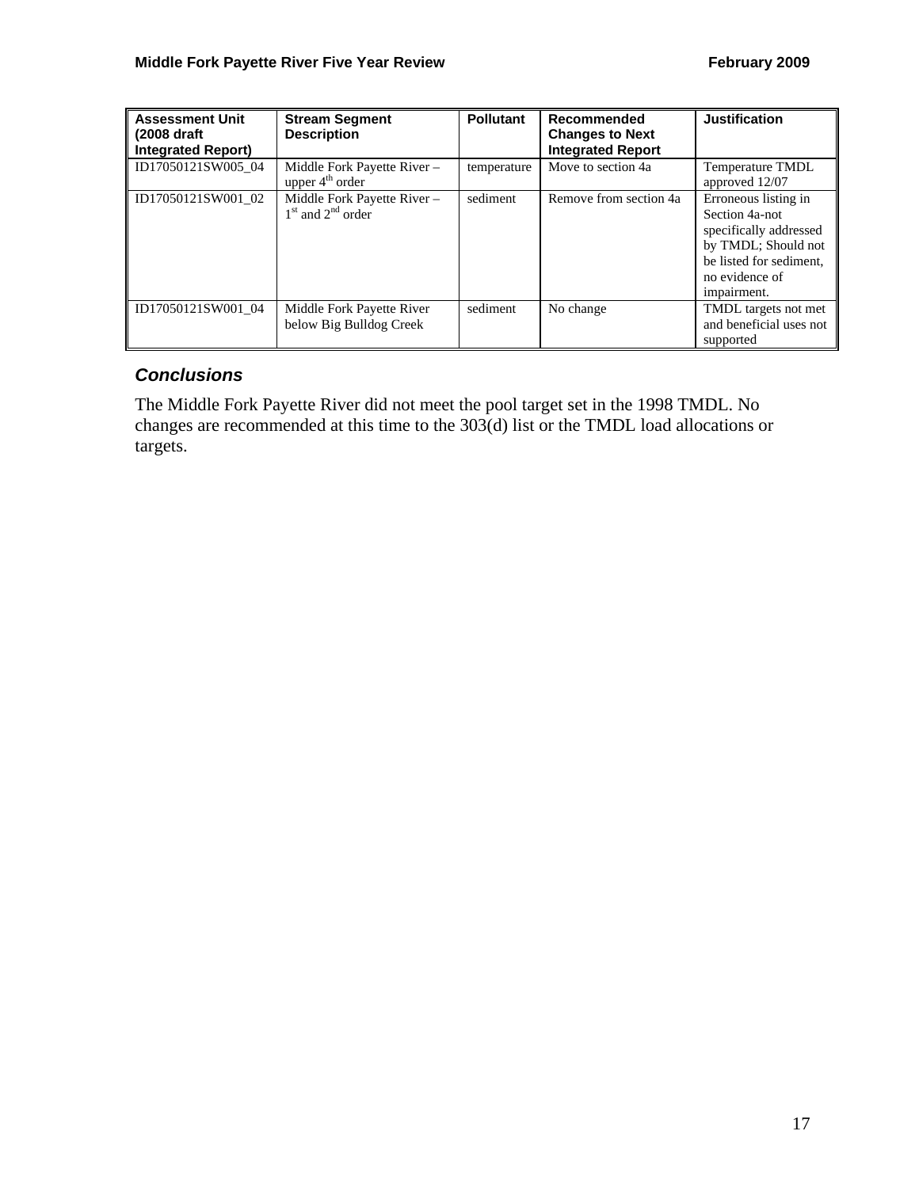| Assessment Unit (2008 draft Integrated Report) | Stream Segment Description | Pollutant | Recommended Changes to Next Integrated Report | Justification |
|---|---|---|---|---|
| ID17050121SW005_04 | Middle Fork Payette River – upper 4th order | temperature | Move to section 4a | Temperature TMDL approved 12/07 |
| ID17050121SW001_02 | Middle Fork Payette River – 1st and 2nd order | sediment | Remove from section 4a | Erroneous listing in Section 4a-not specifically addressed by TMDL; Should not be listed for sediment, no evidence of impairment. |
| ID17050121SW001_04 | Middle Fork Payette River below Big Bulldog Creek | sediment | No change | TMDL targets not met and beneficial uses not supported |

### *Conclusions*

The Middle Fork Payette River did not meet the pool target set in the 1998 TMDL. No changes are recommended at this time to the 303(d) list or the TMDL load allocations or targets.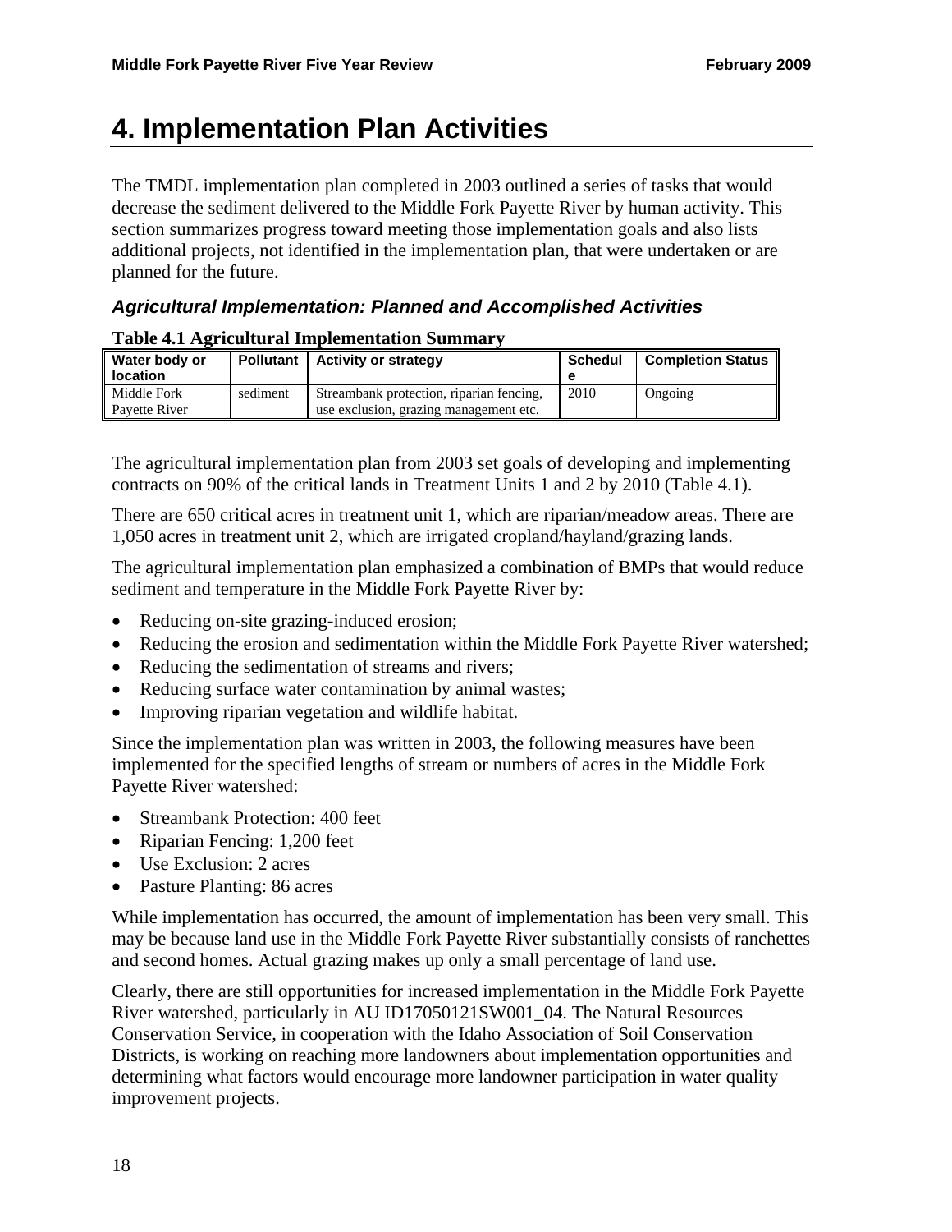# 4. Implementation Plan Activities

The TMDL implementation plan completed in 2003 outlined a series of tasks that would decrease the sediment delivered to the Middle Fork Payette River by human activity. This section summarizes progress toward meeting those implementation goals and also lists additional projects, not identified in the implementation plan, that were undertaken or are planned for the future.

### *Agricultural Implementation: Planned and Accomplished Activities*

**Table 4.1 Agricultural Implementation Summary**

| Water body or location | Pollutant | Activity or strategy | Schedule | Completion Status |
|---|---|---|---|---|
| Middle Fork Payette River | sediment | Streambank protection, riparian fencing, use exclusion, grazing management etc. | 2010 | Ongoing |

The agricultural implementation plan from 2003 set goals of developing and implementing contracts on 90% of the critical lands in Treatment Units 1 and 2 by 2010 (Table 4.1).

There are 650 critical acres in treatment unit 1, which are riparian/meadow areas. There are 1,050 acres in treatment unit 2, which are irrigated cropland/hayland/grazing lands.

The agricultural implementation plan emphasized a combination of BMPs that would reduce sediment and temperature in the Middle Fork Payette River by:

- Reducing on-site grazing-induced erosion;
- Reducing the erosion and sedimentation within the Middle Fork Payette River watershed;
- Reducing the sedimentation of streams and rivers;
- Reducing surface water contamination by animal wastes;
- Improving riparian vegetation and wildlife habitat.

Since the implementation plan was written in 2003, the following measures have been implemented for the specified lengths of stream or numbers of acres in the Middle Fork Payette River watershed:

- Streambank Protection: 400 feet
- Riparian Fencing: 1,200 feet
- Use Exclusion: 2 acres
- Pasture Planting: 86 acres

While implementation has occurred, the amount of implementation has been very small. This may be because land use in the Middle Fork Payette River substantially consists of ranchettes and second homes. Actual grazing makes up only a small percentage of land use.

Clearly, there are still opportunities for increased implementation in the Middle Fork Payette River watershed, particularly in AU ID17050121SW001_04. The Natural Resources Conservation Service, in cooperation with the Idaho Association of Soil Conservation Districts, is working on reaching more landowners about implementation opportunities and determining what factors would encourage more landowner participation in water quality improvement projects.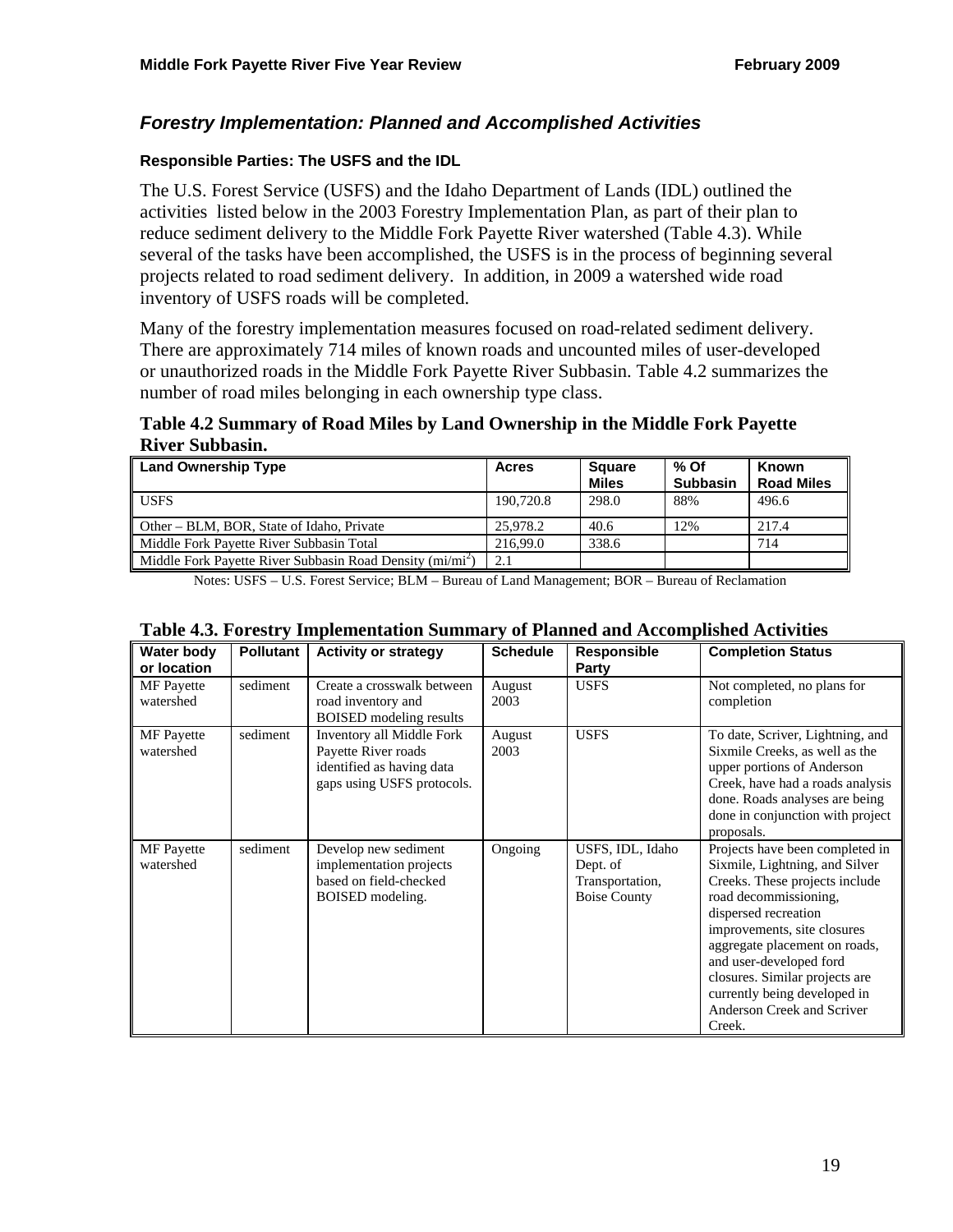## *Forestry Implementation: Planned and Accomplished Activities*

#### Responsible Parties: The USFS and the IDL

The U.S. Forest Service (USFS) and the Idaho Department of Lands (IDL) outlined the activities listed below in the 2003 Forestry Implementation Plan, as part of their plan to reduce sediment delivery to the Middle Fork Payette River watershed (Table 4.3). While several of the tasks have been accomplished, the USFS is in the process of beginning several projects related to road sediment delivery. In addition, in 2009 a watershed wide road inventory of USFS roads will be completed.

Many of the forestry implementation measures focused on road-related sediment delivery. There are approximately 714 miles of known roads and uncounted miles of user-developed or unauthorized roads in the Middle Fork Payette River Subbasin. Table 4.2 summarizes the number of road miles belonging in each ownership type class.

**Table 4.2 Summary of Road Miles by Land Ownership in the Middle Fork Payette River Subbasin.**

| Land Ownership Type | Acres | Square Miles | % Of Subbasin | Known Road Miles |
|---|---|---|---|---|
| USFS | 190,720.8 | 298.0 | 88% | 496.6 |
| Other – BLM, BOR, State of Idaho, Private | 25,978.2 | 40.6 | 12% | 217.4 |
| Middle Fork Payette River Subbasin Total | 216,99.0 | 338.6 | | 714 |
| Middle Fork Payette River Subbasin Road Density ($mi/mi^2$) | 2.1 | | | |

Notes: USFS – U.S. Forest Service; BLM – Bureau of Land Management; BOR – Bureau of Reclamation

**Table 4.3. Forestry Implementation Summary of Planned and Accomplished Activities**

| Water body or location | Pollutant | Activity or strategy | Schedule | Responsible Party | Completion Status |
|---|---|---|---|---|---|
| MF Payette watershed | sediment | Create a crosswalk between road inventory and BOISED modeling results | August 2003 | USFS | Not completed, no plans for completion |
| MF Payette watershed | sediment | Inventory all Middle Fork Payette River roads identified as having data gaps using USFS protocols. | August 2003 | USFS | To date, Scriver, Lightning, and Sixmile Creeks, as well as the upper portions of Anderson Creek, have had a roads analysis done. Roads analyses are being done in conjunction with project proposals. |
| MF Payette watershed | sediment | Develop new sediment implementation projects based on field-checked BOISED modeling. | Ongoing | USFS, IDL, Idaho Dept. of Transportation, Boise County | Projects have been completed in Sixmile, Lightning, and Silver Creeks. These projects include road decommissioning, dispersed recreation improvements, site closures aggregate placement on roads, and user-developed ford closures. Similar projects are currently being developed in Anderson Creek and Scriver Creek. |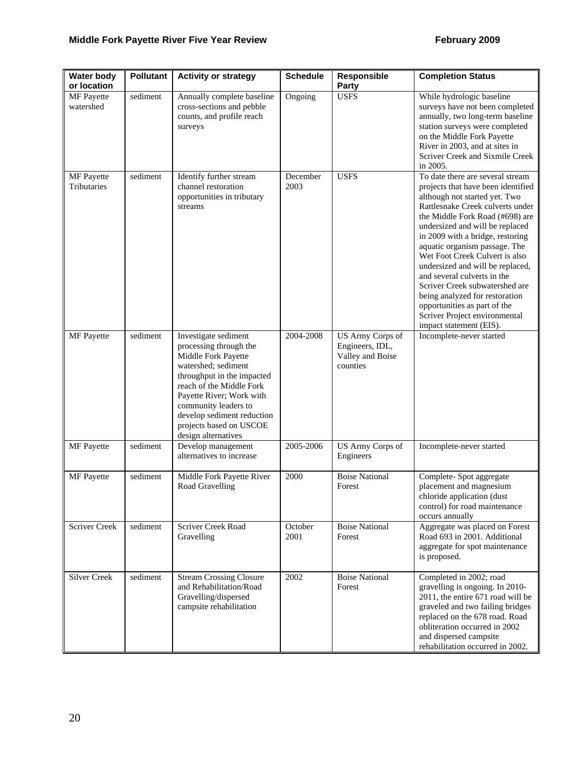| Water body or location | Pollutant | Activity or strategy | Schedule | Responsible Party | Completion Status |
|---|---|---|---|---|---|
| MF Payette watershed | sediment | Annually complete baseline cross-sections and pebble counts, and profile reach surveys | Ongoing | USFS | While hydrologic baseline surveys have not been completed annually, two long-term baseline station surveys were completed on the Middle Fork Payette River in 2003, and at sites in Scriver Creek and Sixmile Creek in 2005. |
| MF Payette Tributaries | sediment | Identify further stream channel restoration opportunities in tributary streams | December 2003 | USFS | To date there are several stream projects that have been identified although not started yet. Two Rattlesnake Creek culverts under the Middle Fork Road (#698) are undersized and will be replaced in 2009 with a bridge, restoring aquatic organism passage. The Wet Foot Creek Culvert is also undersized and will be replaced, and several culverts in the Scriver Creek subwatershed are being analyzed for restoration opportunities as part of the Scriver Project environmental impact statement (EIS). |
| MF Payette | sediment | Investigate sediment processing through the Middle Fork Payette watershed; sediment throughput in the impacted reach of the Middle Fork Payette River; Work with community leaders to develop sediment reduction projects based on USCOE design alternatives | 2004-2008 | US Army Corps of Engineers, IDL, Valley and Boise counties | Incomplete-never started |
| MF Payette | sediment | Develop management alternatives to increase | 2005-2006 | US Army Corps of Engineers | Incomplete-never started |
| MF Payette | sediment | Middle Fork Payette River Road Gravelling | 2000 | Boise National Forest | Complete- Spot aggregate placement and magnesium chloride application (dust control) for road maintenance occurs annually |
| Scriver Creek | sediment | Scriver Creek Road Gravelling | October 2001 | Boise National Forest | Aggregate was placed on Forest Road 693 in 2001. Additional aggregate for spot maintenance is proposed. |
| Silver Creek | sediment | Stream Crossing Closure and Rehabilitation/Road Gravelling/dispersed campsite rehabilitation | 2002 | Boise National Forest | Completed in 2002; road gravelling is ongoing. In 2010-2011, the entire 671 road will be graveled and two failing bridges replaced on the 678 road. Road obliteration occurred in 2002 and dispersed campsite rehabilitation occurred in 2002. |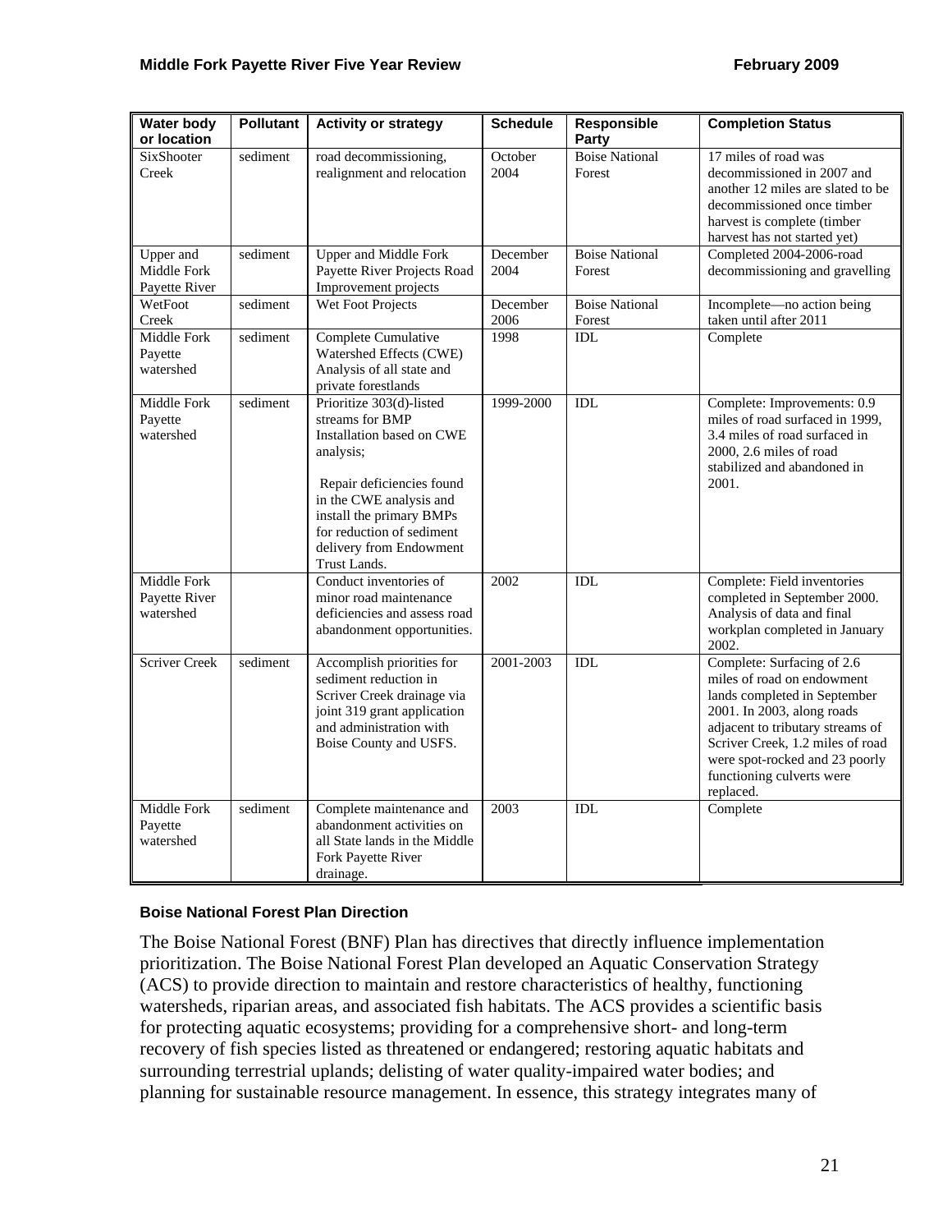| Water body or location | Pollutant | Activity or strategy | Schedule | Responsible Party | Completion Status |
|---|---|---|---|---|---|
| SixShooter Creek | sediment | road decommissioning, realignment and relocation | October 2004 | Boise National Forest | 17 miles of road was decommissioned in 2007 and another 12 miles are slated to be decommissioned once timber harvest is complete (timber harvest has not started yet) |
| Upper and Middle Fork Payette River | sediment | Upper and Middle Fork Payette River Projects Road Improvement projects | December 2004 | Boise National Forest | Completed 2004-2006-road decommissioning and gravelling |
| WetFoot Creek | sediment | Wet Foot Projects | December 2006 | Boise National Forest | Incomplete—no action being taken until after 2011 |
| Middle Fork Payette watershed | sediment | Complete Cumulative Watershed Effects (CWE) Analysis of all state and private forestlands | 1998 | IDL | Complete |
| Middle Fork Payette watershed | sediment | Prioritize 303(d)-listed streams for BMP Installation based on CWE analysis;<br><br>Repair deficiencies found in the CWE analysis and install the primary BMPs for reduction of sediment delivery from Endowment Trust Lands. | 1999-2000 | IDL | Complete: Improvements: 0.9 miles of road surfaced in 1999, 3.4 miles of road surfaced in 2000, 2.6 miles of road stabilized and abandoned in 2001. |
| Middle Fork Payette River watershed | | Conduct inventories of minor road maintenance deficiencies and assess road abandonment opportunities. | 2002 | IDL | Complete: Field inventories completed in September 2000. Analysis of data and final workplan completed in January 2002. |
| Scriver Creek | sediment | Accomplish priorities for sediment reduction in Scriver Creek drainage via joint 319 grant application and administration with Boise County and USFS. | 2001-2003 | IDL | Complete: Surfacing of 2.6 miles of road on endowment lands completed in September 2001. In 2003, along roads adjacent to tributary streams of Scriver Creek, 1.2 miles of road were spot-rocked and 23 poorly functioning culverts were replaced. |
| Middle Fork Payette watershed | sediment | Complete maintenance and abandonment activities on all State lands in the Middle Fork Payette River drainage. | 2003 | IDL | Complete |

#### Boise National Forest Plan Direction

The Boise National Forest (BNF) Plan has directives that directly influence implementation prioritization. The Boise National Forest Plan developed an Aquatic Conservation Strategy (ACS) to provide direction to maintain and restore characteristics of healthy, functioning watersheds, riparian areas, and associated fish habitats. The ACS provides a scientific basis for protecting aquatic ecosystems; providing for a comprehensive short- and long-term recovery of fish species listed as threatened or endangered; restoring aquatic habitats and surrounding terrestrial uplands; delisting of water quality-impaired water bodies; and planning for sustainable resource management. In essence, this strategy integrates many of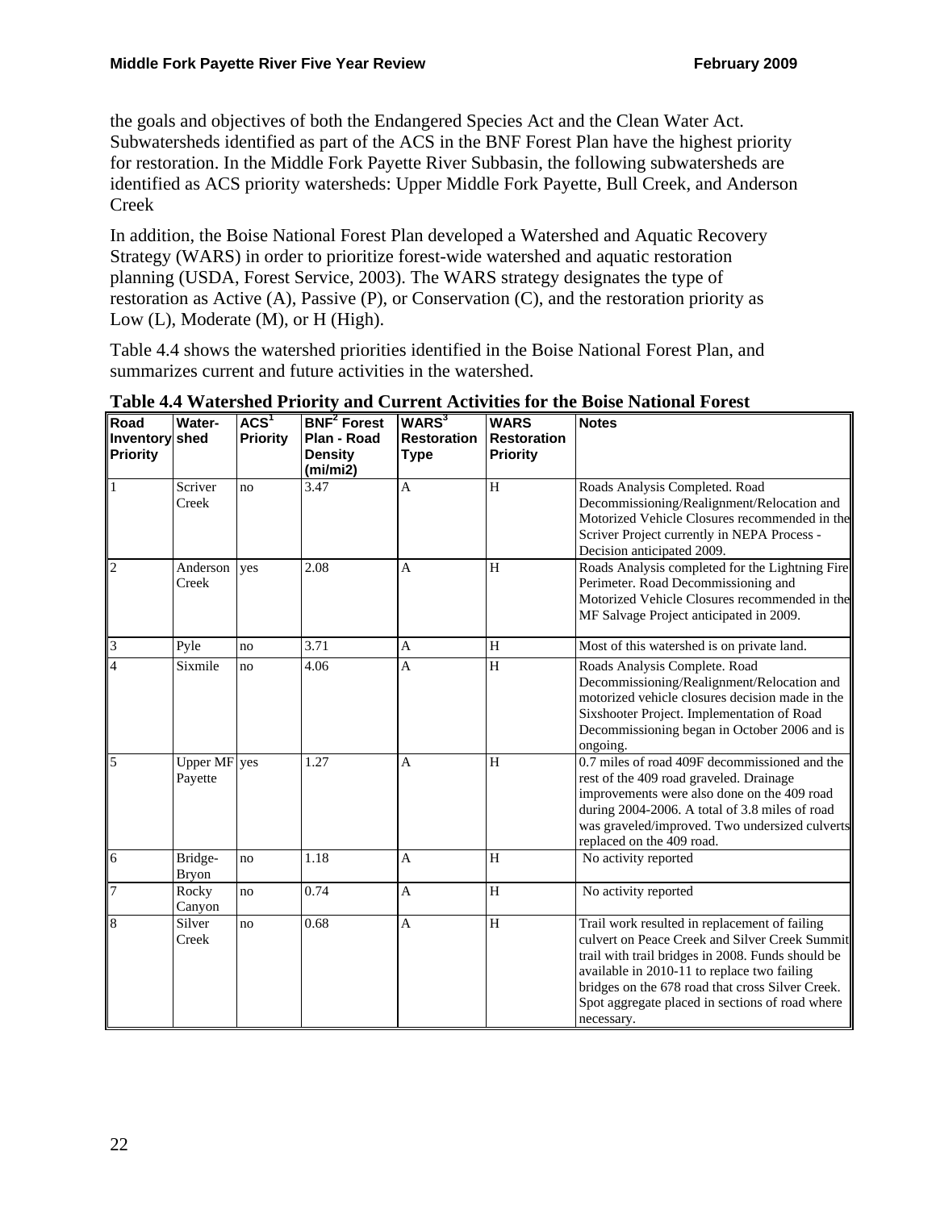the goals and objectives of both the Endangered Species Act and the Clean Water Act. Subwatersheds identified as part of the ACS in the BNF Forest Plan have the highest priority for restoration. In the Middle Fork Payette River Subbasin, the following subwatersheds are identified as ACS priority watersheds: Upper Middle Fork Payette, Bull Creek, and Anderson Creek

In addition, the Boise National Forest Plan developed a Watershed and Aquatic Recovery Strategy (WARS) in order to prioritize forest-wide watershed and aquatic restoration planning (USDA, Forest Service, 2003). The WARS strategy designates the type of restoration as Active (A), Passive (P), or Conservation (C), and the restoration priority as Low (L), Moderate (M), or H (High).

Table 4.4 shows the watershed priorities identified in the Boise National Forest Plan, and summarizes current and future activities in the watershed.

**Table 4.4 Watershed Priority and Current Activities for the Boise National Forest**

| Road Inventory Priority | Water-shed | ACS[1] Priority | BNF[2] Forest Plan - Road Density (mi/mi2) | WARS[3] Restoration Type | WARS Restoration Priority | Notes |
|---|---|---|---|---|---|---|
| 1 | Scriver Creek | no | 3.47 | A | H | Roads Analysis Completed. Road Decommissioning/Realignment/Relocation and Motorized Vehicle Closures recommended in the Scriver Project currently in NEPA Process - Decision anticipated 2009. |
| 2 | Anderson Creek | yes | 2.08 | A | H | Roads Analysis completed for the Lightning Fire Perimeter. Road Decommissioning and Motorized Vehicle Closures recommended in the MF Salvage Project anticipated in 2009. |
| 3 | Pyle | no | 3.71 | A | H | Most of this watershed is on private land. |
| 4 | Sixmile | no | 4.06 | A | H | Roads Analysis Complete. Road Decommissioning/Realignment/Relocation and motorized vehicle closures decision made in the Sixshooter Project. Implementation of Road Decommissioning began in October 2006 and is ongoing. |
| 5 | Upper MF Payette | yes | 1.27 | A | H | 0.7 miles of road 409F decommissioned and the rest of the 409 road graveled. Drainage improvements were also done on the 409 road during 2004-2006. A total of 3.8 miles of road was graveled/improved. Two undersized culverts replaced on the 409 road. |
| 6 | Bridge-Bryon | no | 1.18 | A | H | No activity reported |
| 7 | Rocky Canyon | no | 0.74 | A | H | No activity reported |
| 8 | Silver Creek | no | 0.68 | A | H | Trail work resulted in replacement of failing culvert on Peace Creek and Silver Creek Summit trail with trail bridges in 2008. Funds should be available in 2010-11 to replace two failing bridges on the 678 road that cross Silver Creek. Spot aggregate placed in sections of road where necessary. |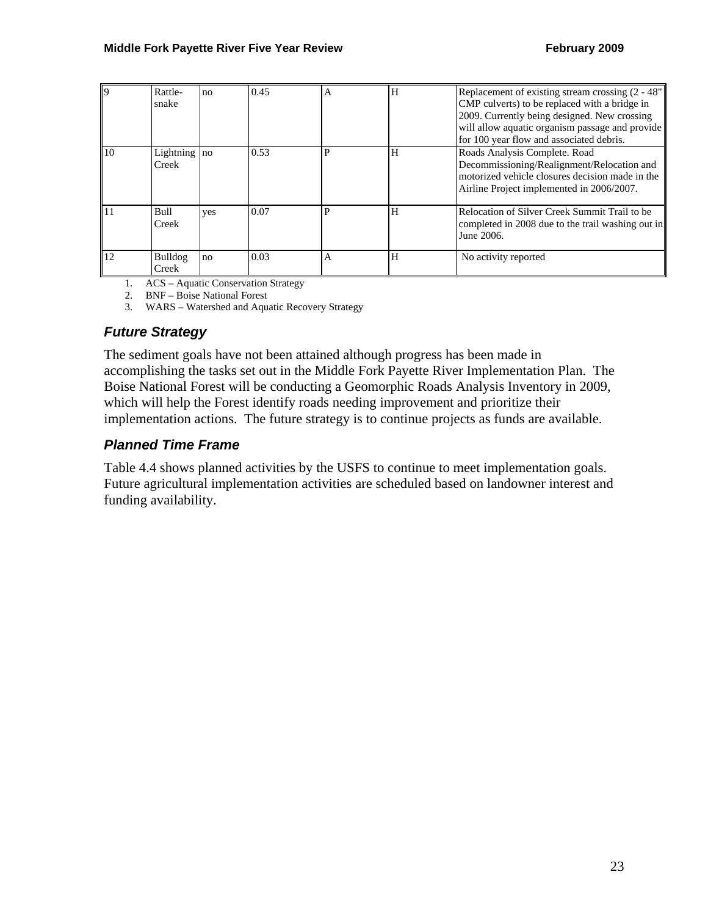| | | | | | | |
|---|---|---|---|---|---|---|
| 9 | Rattle-snake | no | 0.45 | A | H | Replacement of existing stream crossing (2 - 48" CMP culverts) to be replaced with a bridge in 2009. Currently being designed. New crossing will allow aquatic organism passage and provide for 100 year flow and associated debris. |
| 10 | Lightning Creek | no | 0.53 | P | H | Roads Analysis Complete. Road Decommissioning/Realignment/Relocation and motorized vehicle closures decision made in the Airline Project implemented in 2006/2007. |
| 11 | Bull Creek | yes | 0.07 | P | H | Relocation of Silver Creek Summit Trail to be completed in 2008 due to the trail washing out in June 2006. |
| 12 | Bulldog Creek | no | 0.03 | A | H | No activity reported |

1. ACS – Aquatic Conservation Strategy
2. BNF – Boise National Forest
3. WARS – Watershed and Aquatic Recovery Strategy

### *Future Strategy*

The sediment goals have not been attained although progress has been made in accomplishing the tasks set out in the Middle Fork Payette River Implementation Plan. The Boise National Forest will be conducting a Geomorphic Roads Analysis Inventory in 2009, which will help the Forest identify roads needing improvement and prioritize their implementation actions. The future strategy is to continue projects as funds are available.

### *Planned Time Frame*

Table 4.4 shows planned activities by the USFS to continue to meet implementation goals. Future agricultural implementation activities are scheduled based on landowner interest and funding availability.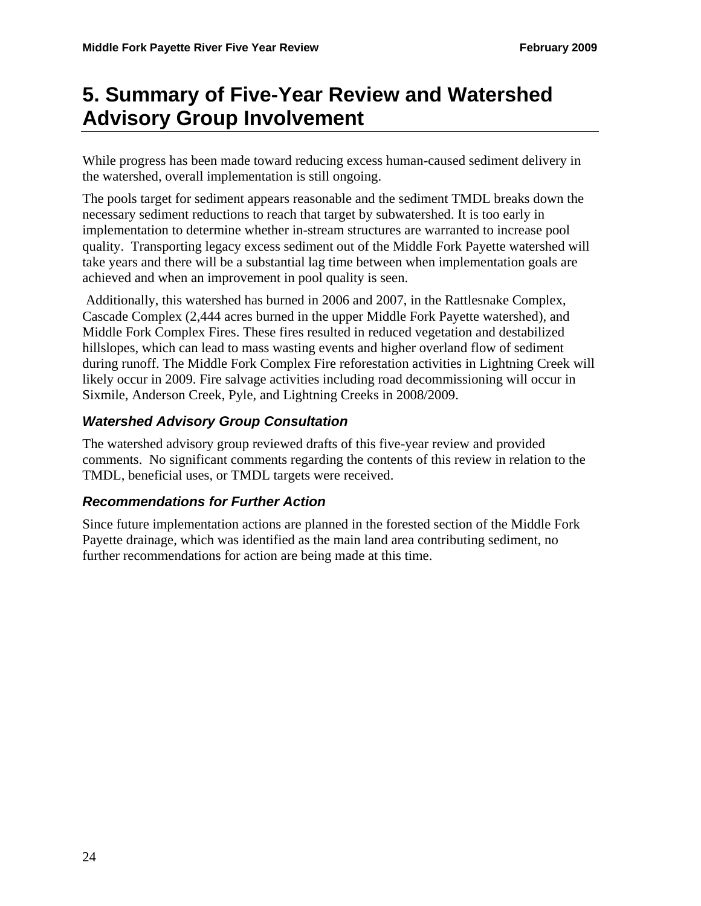# 5. Summary of Five-Year Review and Watershed Advisory Group Involvement

While progress has been made toward reducing excess human-caused sediment delivery in the watershed, overall implementation is still ongoing.

The pools target for sediment appears reasonable and the sediment TMDL breaks down the necessary sediment reductions to reach that target by subwatershed. It is too early in implementation to determine whether in-stream structures are warranted to increase pool quality. Transporting legacy excess sediment out of the Middle Fork Payette watershed will take years and there will be a substantial lag time between when implementation goals are achieved and when an improvement in pool quality is seen.

Additionally, this watershed has burned in 2006 and 2007, in the Rattlesnake Complex, Cascade Complex (2,444 acres burned in the upper Middle Fork Payette watershed), and Middle Fork Complex Fires. These fires resulted in reduced vegetation and destabilized hillslopes, which can lead to mass wasting events and higher overland flow of sediment during runoff. The Middle Fork Complex Fire reforestation activities in Lightning Creek will likely occur in 2009. Fire salvage activities including road decommissioning will occur in Sixmile, Anderson Creek, Pyle, and Lightning Creeks in 2008/2009.

### *Watershed Advisory Group Consultation*

The watershed advisory group reviewed drafts of this five-year review and provided comments. No significant comments regarding the contents of this review in relation to the TMDL, beneficial uses, or TMDL targets were received.

### *Recommendations for Further Action*

Since future implementation actions are planned in the forested section of the Middle Fork Payette drainage, which was identified as the main land area contributing sediment, no further recommendations for action are being made at this time.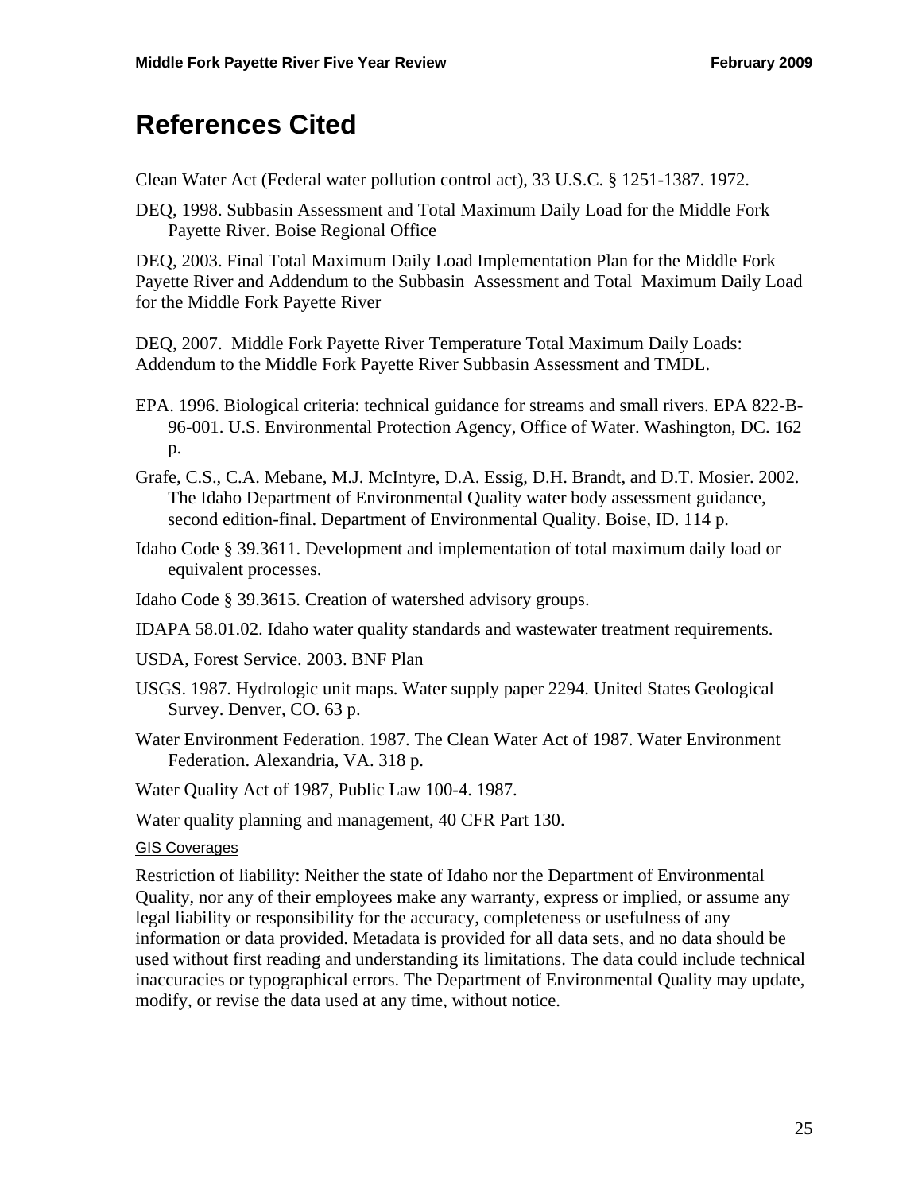# References Cited

Clean Water Act (Federal water pollution control act), 33 U.S.C. § 1251-1387. 1972.

DEQ, 1998. Subbasin Assessment and Total Maximum Daily Load for the Middle Fork Payette River. Boise Regional Office

DEQ, 2003. Final Total Maximum Daily Load Implementation Plan for the Middle Fork Payette River and Addendum to the Subbasin Assessment and Total Maximum Daily Load for the Middle Fork Payette River

DEQ, 2007. Middle Fork Payette River Temperature Total Maximum Daily Loads: Addendum to the Middle Fork Payette River Subbasin Assessment and TMDL.

EPA. 1996. Biological criteria: technical guidance for streams and small rivers. EPA 822-B-96-001. U.S. Environmental Protection Agency, Office of Water. Washington, DC. 162 p.

Grafe, C.S., C.A. Mebane, M.J. McIntyre, D.A. Essig, D.H. Brandt, and D.T. Mosier. 2002. The Idaho Department of Environmental Quality water body assessment guidance, second edition-final. Department of Environmental Quality. Boise, ID. 114 p.

Idaho Code § 39.3611. Development and implementation of total maximum daily load or equivalent processes.

Idaho Code § 39.3615. Creation of watershed advisory groups.

IDAPA 58.01.02. Idaho water quality standards and wastewater treatment requirements.

USDA, Forest Service. 2003. BNF Plan

USGS. 1987. Hydrologic unit maps. Water supply paper 2294. United States Geological Survey. Denver, CO. 63 p.

Water Environment Federation. 1987. The Clean Water Act of 1987. Water Environment Federation. Alexandria, VA. 318 p.

Water Quality Act of 1987, Public Law 100-4. 1987.

Water quality planning and management, 40 CFR Part 130.

GIS Coverages

Restriction of liability: Neither the state of Idaho nor the Department of Environmental Quality, nor any of their employees make any warranty, express or implied, or assume any legal liability or responsibility for the accuracy, completeness or usefulness of any information or data provided. Metadata is provided for all data sets, and no data should be used without first reading and understanding its limitations. The data could include technical inaccuracies or typographical errors. The Department of Environmental Quality may update, modify, or revise the data used at any time, without notice.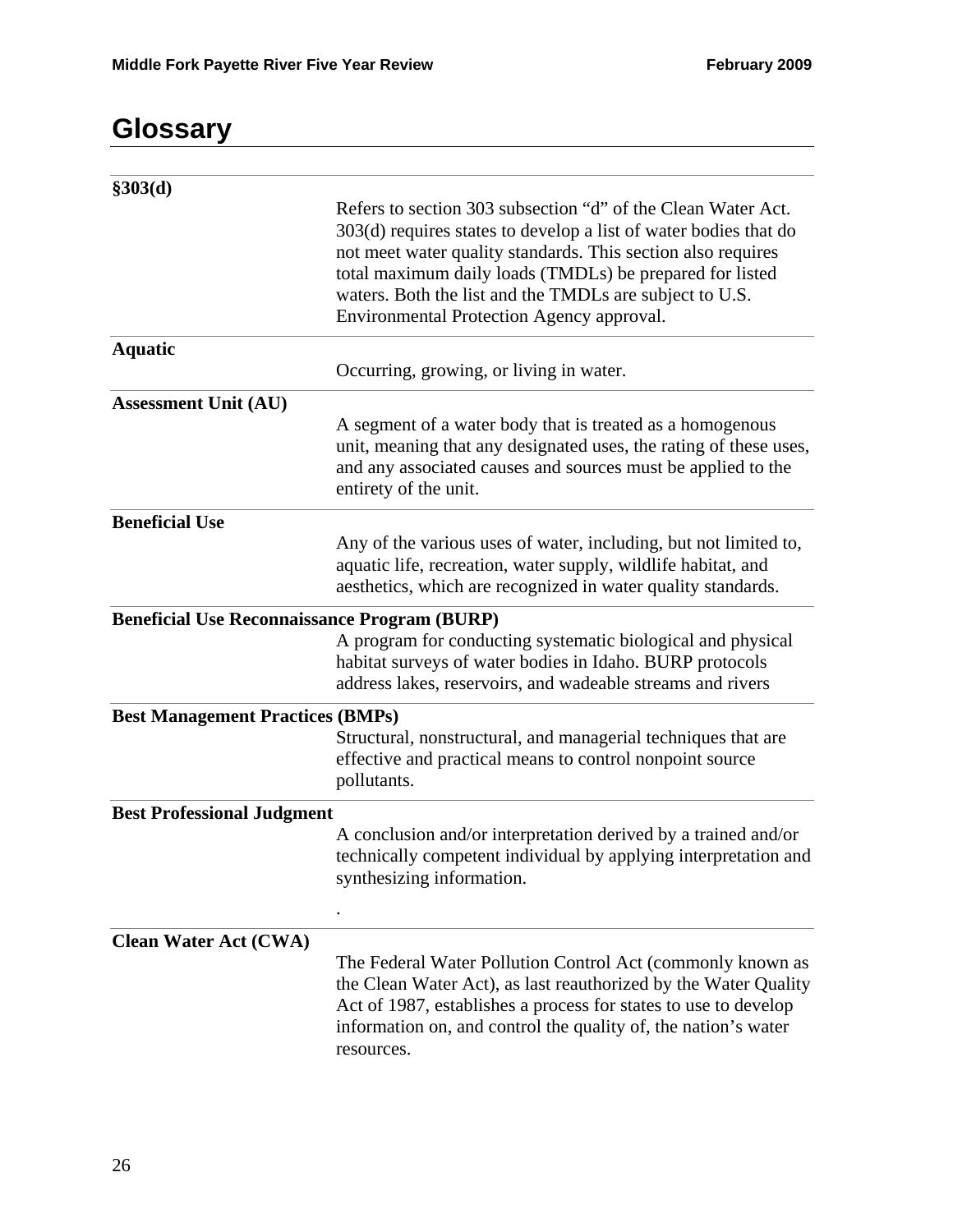# Glossary

**§303(d)**

Refers to section 303 subsection "d" of the Clean Water Act. 303(d) requires states to develop a list of water bodies that do not meet water quality standards. This section also requires total maximum daily loads (TMDLs) be prepared for listed waters. Both the list and the TMDLs are subject to U.S. Environmental Protection Agency approval.

**Aquatic**

Occurring, growing, or living in water.

**Assessment Unit (AU)**

A segment of a water body that is treated as a homogenous unit, meaning that any designated uses, the rating of these uses, and any associated causes and sources must be applied to the entirety of the unit.

**Beneficial Use**

Any of the various uses of water, including, but not limited to, aquatic life, recreation, water supply, wildlife habitat, and aesthetics, which are recognized in water quality standards.

**Beneficial Use Reconnaissance Program (BURP)**

A program for conducting systematic biological and physical habitat surveys of water bodies in Idaho. BURP protocols address lakes, reservoirs, and wadeable streams and rivers

**Best Management Practices (BMPs)**

Structural, nonstructural, and managerial techniques that are effective and practical means to control nonpoint source pollutants.

**Best Professional Judgment**

A conclusion and/or interpretation derived by a trained and/or technically competent individual by applying interpretation and synthesizing information.

.

**Clean Water Act (CWA)**

The Federal Water Pollution Control Act (commonly known as the Clean Water Act), as last reauthorized by the Water Quality Act of 1987, establishes a process for states to use to develop information on, and control the quality of, the nation's water resources.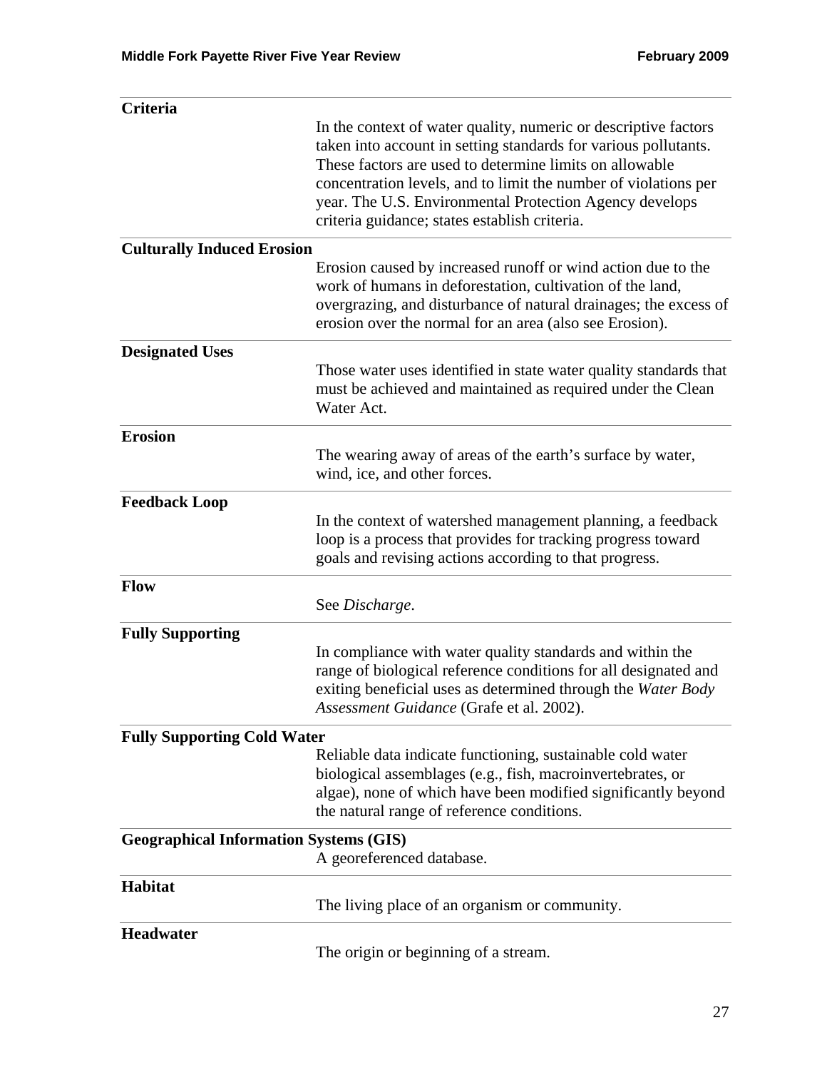**Criteria**

In the context of water quality, numeric or descriptive factors taken into account in setting standards for various pollutants. These factors are used to determine limits on allowable concentration levels, and to limit the number of violations per year. The U.S. Environmental Protection Agency develops criteria guidance; states establish criteria.

**Culturally Induced Erosion**

Erosion caused by increased runoff or wind action due to the work of humans in deforestation, cultivation of the land, overgrazing, and disturbance of natural drainages; the excess of erosion over the normal for an area (also see Erosion).

**Designated Uses**

Those water uses identified in state water quality standards that must be achieved and maintained as required under the Clean Water Act.

**Erosion**

The wearing away of areas of the earth's surface by water, wind, ice, and other forces.

**Feedback Loop**

In the context of watershed management planning, a feedback loop is a process that provides for tracking progress toward goals and revising actions according to that progress.

**Flow**

See *Discharge*.

**Fully Supporting**

In compliance with water quality standards and within the range of biological reference conditions for all designated and exiting beneficial uses as determined through the *Water Body Assessment Guidance* (Grafe et al. 2002).

**Fully Supporting Cold Water**

Reliable data indicate functioning, sustainable cold water biological assemblages (e.g., fish, macroinvertebrates, or algae), none of which have been modified significantly beyond the natural range of reference conditions.

**Geographical Information Systems (GIS)**

A georeferenced database.

**Habitat**

The living place of an organism or community.

**Headwater**

The origin or beginning of a stream.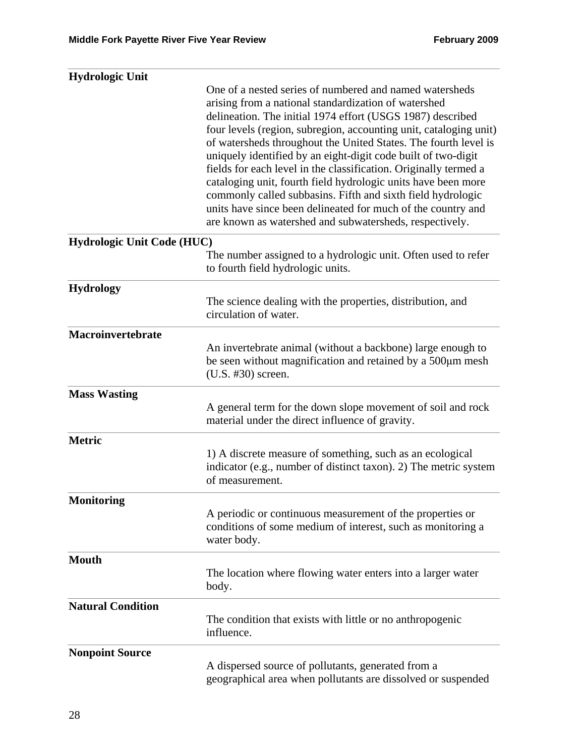**Hydrologic Unit**

One of a nested series of numbered and named watersheds arising from a national standardization of watershed delineation. The initial 1974 effort (USGS 1987) described four levels (region, subregion, accounting unit, cataloging unit) of watersheds throughout the United States. The fourth level is uniquely identified by an eight-digit code built of two-digit fields for each level in the classification. Originally termed a cataloging unit, fourth field hydrologic units have been more commonly called subbasins. Fifth and sixth field hydrologic units have since been delineated for much of the country and are known as watershed and subwatersheds, respectively.

**Hydrologic Unit Code (HUC)**

The number assigned to a hydrologic unit. Often used to refer to fourth field hydrologic units.

**Hydrology**

The science dealing with the properties, distribution, and circulation of water.

**Macroinvertebrate**

An invertebrate animal (without a backbone) large enough to be seen without magnification and retained by a 500µm mesh (U.S. #30) screen.

**Mass Wasting**

A general term for the down slope movement of soil and rock material under the direct influence of gravity.

**Metric**

1) A discrete measure of something, such as an ecological indicator (e.g., number of distinct taxon). 2) The metric system of measurement.

**Monitoring**

A periodic or continuous measurement of the properties or conditions of some medium of interest, such as monitoring a water body.

**Mouth**

The location where flowing water enters into a larger water body.

**Natural Condition**

The condition that exists with little or no anthropogenic influence.

**Nonpoint Source**

A dispersed source of pollutants, generated from a geographical area when pollutants are dissolved or suspended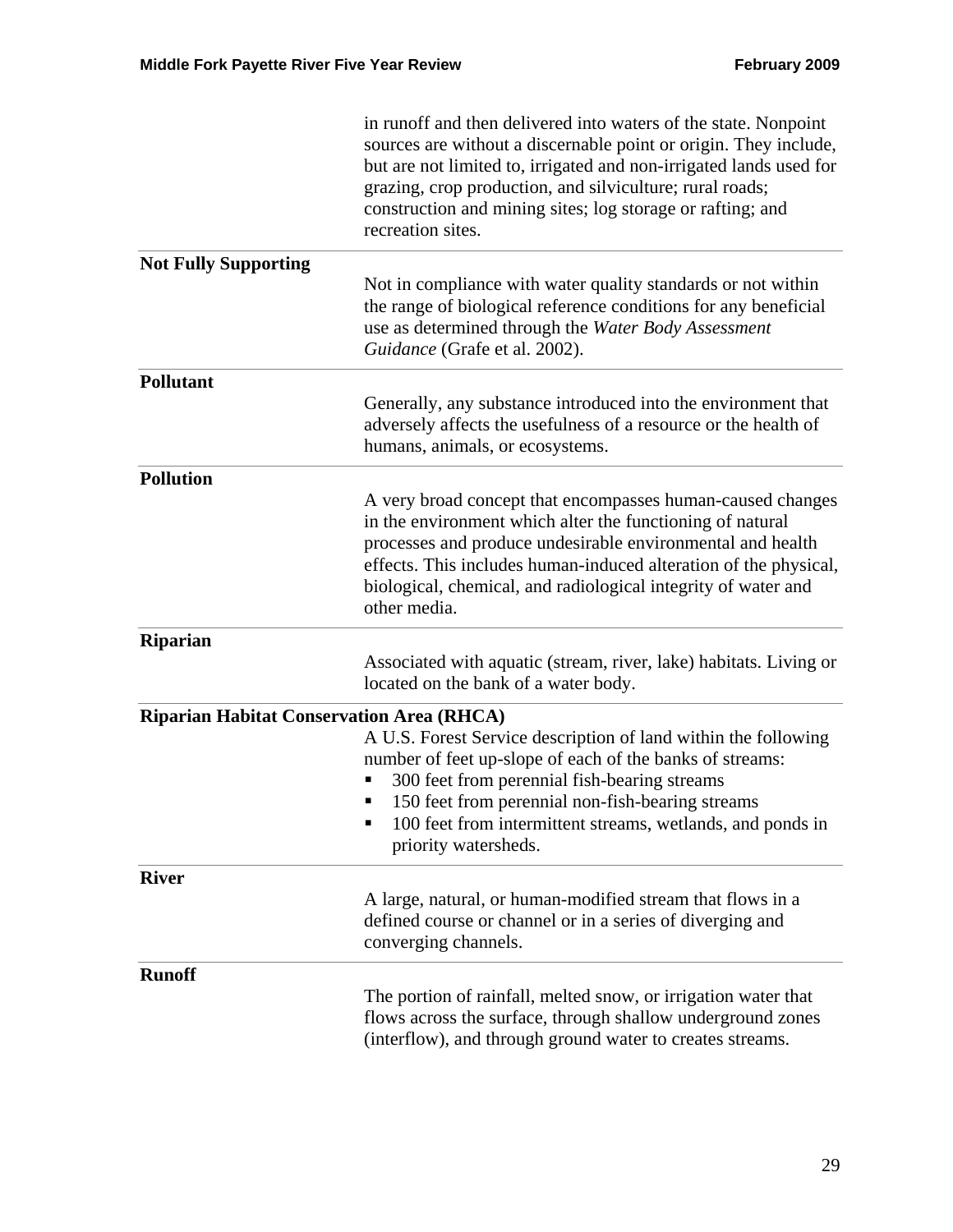in runoff and then delivered into waters of the state. Nonpoint sources are without a discernable point or origin. They include, but are not limited to, irrigated and non-irrigated lands used for grazing, crop production, and silviculture; rural roads; construction and mining sites; log storage or rafting; and recreation sites.

**Not Fully Supporting**

Not in compliance with water quality standards or not within the range of biological reference conditions for any beneficial use as determined through the *Water Body Assessment Guidance* (Grafe et al. 2002).

**Pollutant**

Generally, any substance introduced into the environment that adversely affects the usefulness of a resource or the health of humans, animals, or ecosystems.

**Pollution**

A very broad concept that encompasses human-caused changes in the environment which alter the functioning of natural processes and produce undesirable environmental and health effects. This includes human-induced alteration of the physical, biological, chemical, and radiological integrity of water and other media.

**Riparian**

Associated with aquatic (stream, river, lake) habitats. Living or located on the bank of a water body.

**Riparian Habitat Conservation Area (RHCA)**

A U.S. Forest Service description of land within the following number of feet up-slope of each of the banks of streams:

- 300 feet from perennial fish-bearing streams
- 150 feet from perennial non-fish-bearing streams
- 100 feet from intermittent streams, wetlands, and ponds in priority watersheds.

**River**

A large, natural, or human-modified stream that flows in a defined course or channel or in a series of diverging and converging channels.

**Runoff**

The portion of rainfall, melted snow, or irrigation water that flows across the surface, through shallow underground zones (interflow), and through ground water to creates streams.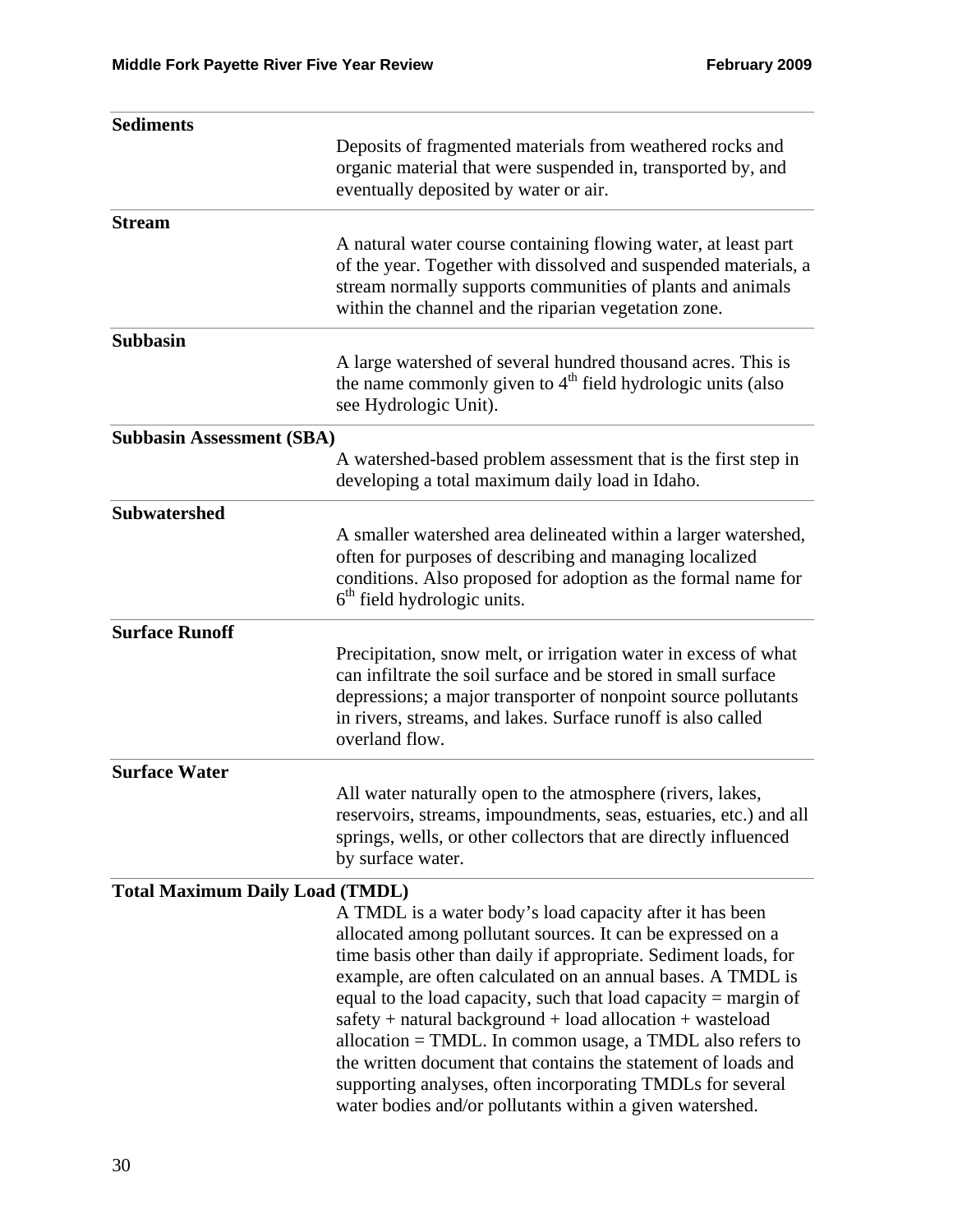**Sediments**

Deposits of fragmented materials from weathered rocks and organic material that were suspended in, transported by, and eventually deposited by water or air.

**Stream**

A natural water course containing flowing water, at least part of the year. Together with dissolved and suspended materials, a stream normally supports communities of plants and animals within the channel and the riparian vegetation zone.

**Subbasin**

A large watershed of several hundred thousand acres. This is the name commonly given to 4th field hydrologic units (also see Hydrologic Unit).

**Subbasin Assessment (SBA)**

A watershed-based problem assessment that is the first step in developing a total maximum daily load in Idaho.

**Subwatershed**

A smaller watershed area delineated within a larger watershed, often for purposes of describing and managing localized conditions. Also proposed for adoption as the formal name for 6th field hydrologic units.

**Surface Runoff**

Precipitation, snow melt, or irrigation water in excess of what can infiltrate the soil surface and be stored in small surface depressions; a major transporter of nonpoint source pollutants in rivers, streams, and lakes. Surface runoff is also called overland flow.

**Surface Water**

All water naturally open to the atmosphere (rivers, lakes, reservoirs, streams, impoundments, seas, estuaries, etc.) and all springs, wells, or other collectors that are directly influenced by surface water.

**Total Maximum Daily Load (TMDL)**

A TMDL is a water body's load capacity after it has been allocated among pollutant sources. It can be expressed on a time basis other than daily if appropriate. Sediment loads, for example, are often calculated on an annual bases. A TMDL is equal to the load capacity, such that load capacity = margin of safety + natural background + load allocation + wasteload allocation = TMDL. In common usage, a TMDL also refers to the written document that contains the statement of loads and supporting analyses, often incorporating TMDLs for several water bodies and/or pollutants within a given watershed.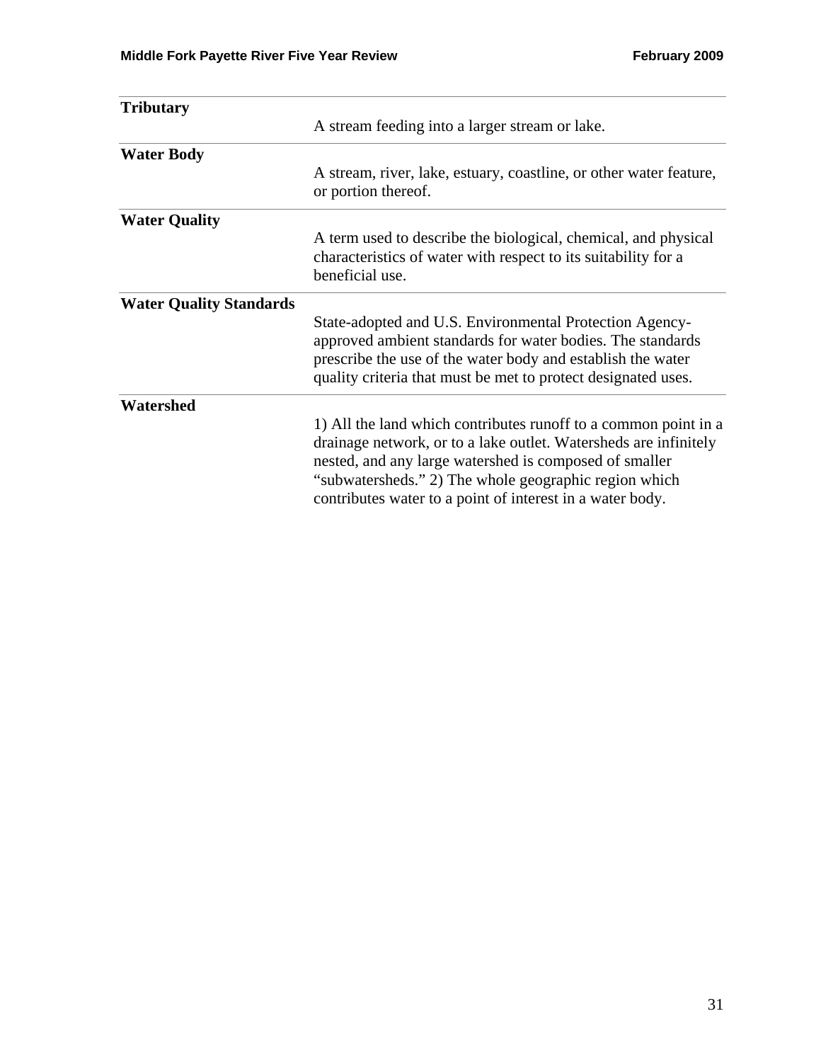| | |
|---|---|
| **Tributary** | A stream feeding into a larger stream or lake. |
| **Water Body** | A stream, river, lake, estuary, coastline, or other water feature, or portion thereof. |
| **Water Quality** | A term used to describe the biological, chemical, and physical characteristics of water with respect to its suitability for a beneficial use. |
| **Water Quality Standards** | State-adopted and U.S. Environmental Protection Agency-approved ambient standards for water bodies. The standards prescribe the use of the water body and establish the water quality criteria that must be met to protect designated uses. |
| **Watershed** | 1) All the land which contributes runoff to a common point in a drainage network, or to a lake outlet. Watersheds are infinitely nested, and any large watershed is composed of smaller "subwatersheds." 2) The whole geographic region which contributes water to a point of interest in a water body. |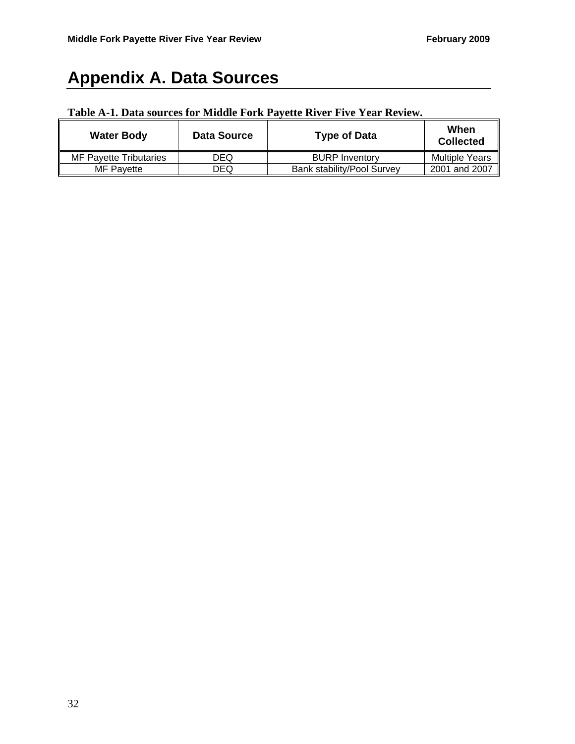# Appendix A. Data Sources

**Table A-1. Data sources for Middle Fork Payette River Five Year Review.**

| Water Body | Data Source | Type of Data | When Collected |
|---|---|---|---|
| MF Payette Tributaries | DEQ | BURP Inventory | Multiple Years |
| MF Payette | DEQ | Bank stability/Pool Survey | 2001 and 2007 |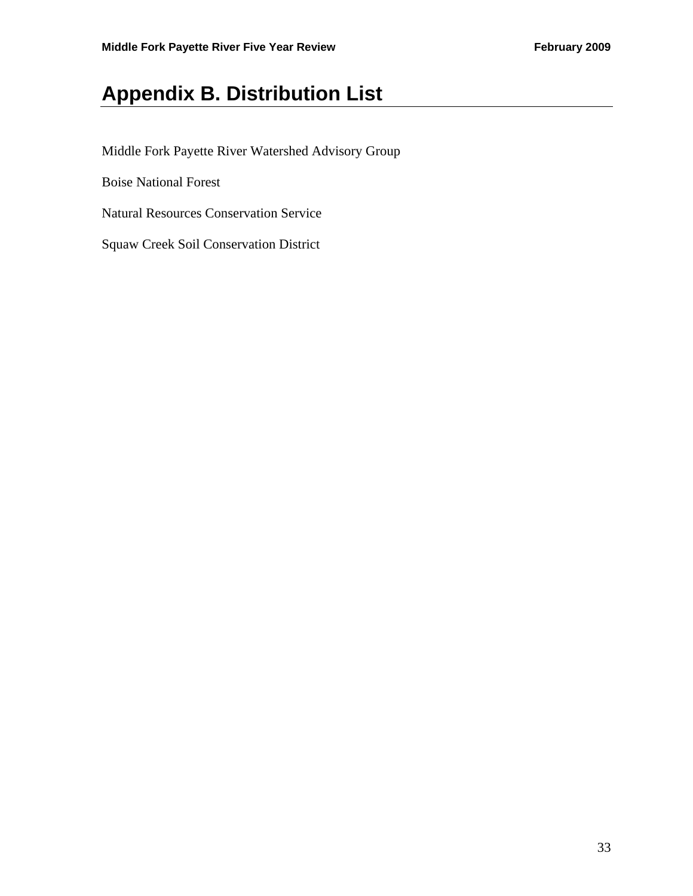# Appendix B. Distribution List

Middle Fork Payette River Watershed Advisory Group

Boise National Forest

Natural Resources Conservation Service

Squaw Creek Soil Conservation District